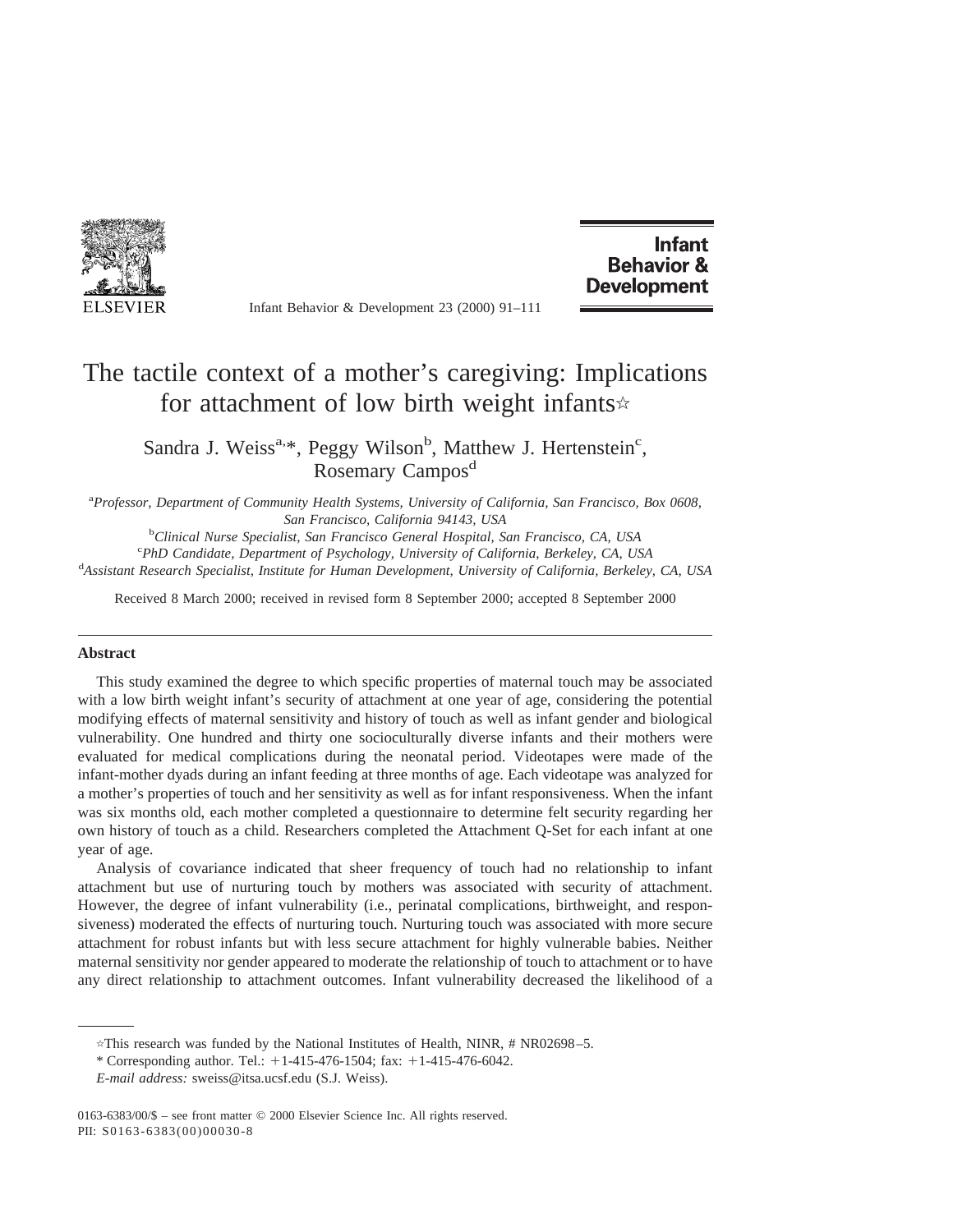# The tactile context of a mother's caregiving: Implications for attachment of low birth weight infants☆

Sandra J. Weiss[a,*], Peggy Wilson[b], Matthew J. Hertenstein[c], Rosemary Campos[d]

[a] *Professor, Department of Community Health Systems, University of California, San Francisco, Box 0608, San Francisco, California 94143, USA*

[b] *Clinical Nurse Specialist, San Francisco General Hospital, San Francisco, CA, USA*

[c] *PhD Candidate, Department of Psychology, University of California, Berkeley, CA, USA*

[d] *Assistant Research Specialist, Institute for Human Development, University of California, Berkeley, CA, USA*

Received 8 March 2000; received in revised form 8 September 2000; accepted 8 September 2000

## Abstract

This study examined the degree to which specific properties of maternal touch may be associated with a low birth weight infant's security of attachment at one year of age, considering the potential modifying effects of maternal sensitivity and history of touch as well as infant gender and biological vulnerability. One hundred and thirty one socioculturally diverse infants and their mothers were evaluated for medical complications during the neonatal period. Videotapes were made of the infant-mother dyads during an infant feeding at three months of age. Each videotape was analyzed for a mother's properties of touch and her sensitivity as well as for infant responsiveness. When the infant was six months old, each mother completed a questionnaire to determine felt security regarding her own history of touch as a child. Researchers completed the Attachment Q-Set for each infant at one year of age.

Analysis of covariance indicated that sheer frequency of touch had no relationship to infant attachment but use of nurturing touch by mothers was associated with security of attachment. However, the degree of infant vulnerability (i.e., perinatal complications, birthweight, and responsiveness) moderated the effects of nurturing touch. Nurturing touch was associated with more secure attachment for robust infants but with less secure attachment for highly vulnerable babies. Neither maternal sensitivity nor gender appeared to moderate the relationship of touch to attachment or to have any direct relationship to attachment outcomes. Infant vulnerability decreased the likelihood of a

---

☆This research was funded by the National Institutes of Health, NINR, # NR02698–5.

\* Corresponding author. Tel.: +1-415-476-1504; fax: +1-415-476-6042.

*E-mail address:* sweiss@itsa.ucsf.edu (S.J. Weiss).

0163-6383/00/$ – see front matter © 2000 Elsevier Science Inc. All rights reserved.
PII: S0163-6383(00)00030-8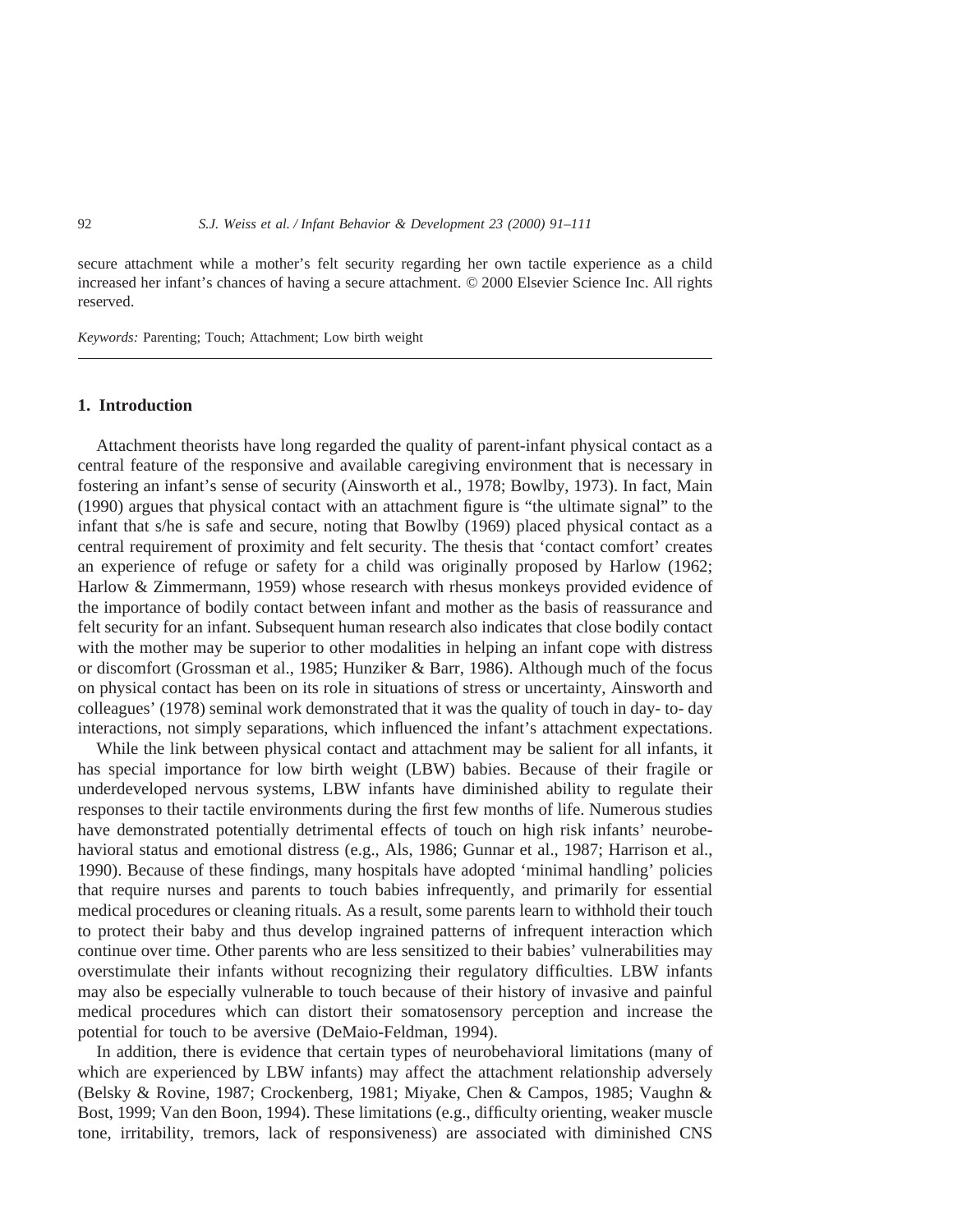secure attachment while a mother's felt security regarding her own tactile experience as a child increased her infant's chances of having a secure attachment. © 2000 Elsevier Science Inc. All rights reserved.

*Keywords:* Parenting; Touch; Attachment; Low birth weight

## 1. Introduction

Attachment theorists have long regarded the quality of parent-infant physical contact as a central feature of the responsive and available caregiving environment that is necessary in fostering an infant's sense of security (Ainsworth et al., 1978; Bowlby, 1973). In fact, Main (1990) argues that physical contact with an attachment figure is "the ultimate signal" to the infant that s/he is safe and secure, noting that Bowlby (1969) placed physical contact as a central requirement of proximity and felt security. The thesis that 'contact comfort' creates an experience of refuge or safety for a child was originally proposed by Harlow (1962; Harlow & Zimmermann, 1959) whose research with rhesus monkeys provided evidence of the importance of bodily contact between infant and mother as the basis of reassurance and felt security for an infant. Subsequent human research also indicates that close bodily contact with the mother may be superior to other modalities in helping an infant cope with distress or discomfort (Grossman et al., 1985; Hunziker & Barr, 1986). Although much of the focus on physical contact has been on its role in situations of stress or uncertainty, Ainsworth and colleagues' (1978) seminal work demonstrated that it was the quality of touch in day- to- day interactions, not simply separations, which influenced the infant's attachment expectations.

While the link between physical contact and attachment may be salient for all infants, it has special importance for low birth weight (LBW) babies. Because of their fragile or underdeveloped nervous systems, LBW infants have diminished ability to regulate their responses to their tactile environments during the first few months of life. Numerous studies have demonstrated potentially detrimental effects of touch on high risk infants' neurobehavioral status and emotional distress (e.g., Als, 1986; Gunnar et al., 1987; Harrison et al., 1990). Because of these findings, many hospitals have adopted 'minimal handling' policies that require nurses and parents to touch babies infrequently, and primarily for essential medical procedures or cleaning rituals. As a result, some parents learn to withhold their touch to protect their baby and thus develop ingrained patterns of infrequent interaction which continue over time. Other parents who are less sensitized to their babies' vulnerabilities may overstimulate their infants without recognizing their regulatory difficulties. LBW infants may also be especially vulnerable to touch because of their history of invasive and painful medical procedures which can distort their somatosensory perception and increase the potential for touch to be aversive (DeMaio-Feldman, 1994).

In addition, there is evidence that certain types of neurobehavioral limitations (many of which are experienced by LBW infants) may affect the attachment relationship adversely (Belsky & Rovine, 1987; Crockenberg, 1981; Miyake, Chen & Campos, 1985; Vaughn & Bost, 1999; Van den Boon, 1994). These limitations (e.g., difficulty orienting, weaker muscle tone, irritability, tremors, lack of responsiveness) are associated with diminished CNS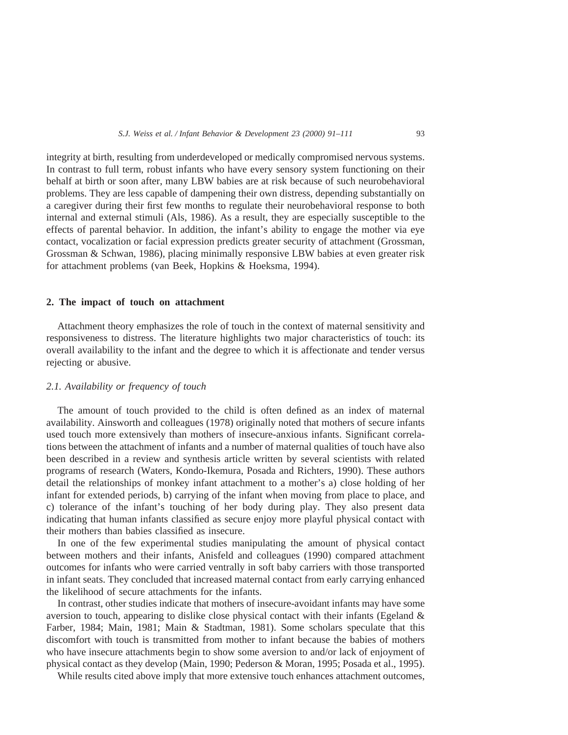integrity at birth, resulting from underdeveloped or medically compromised nervous systems. In contrast to full term, robust infants who have every sensory system functioning on their behalf at birth or soon after, many LBW babies are at risk because of such neurobehavioral problems. They are less capable of dampening their own distress, depending substantially on a caregiver during their first few months to regulate their neurobehavioral response to both internal and external stimuli (Als, 1986). As a result, they are especially susceptible to the effects of parental behavior. In addition, the infant's ability to engage the mother via eye contact, vocalization or facial expression predicts greater security of attachment (Grossman, Grossman & Schwan, 1986), placing minimally responsive LBW babies at even greater risk for attachment problems (van Beek, Hopkins & Hoeksma, 1994).

## 2. The impact of touch on attachment

Attachment theory emphasizes the role of touch in the context of maternal sensitivity and responsiveness to distress. The literature highlights two major characteristics of touch: its overall availability to the infant and the degree to which it is affectionate and tender versus rejecting or abusive.

### *2.1. Availability or frequency of touch*

The amount of touch provided to the child is often defined as an index of maternal availability. Ainsworth and colleagues (1978) originally noted that mothers of secure infants used touch more extensively than mothers of insecure-anxious infants. Significant correlations between the attachment of infants and a number of maternal qualities of touch have also been described in a review and synthesis article written by several scientists with related programs of research (Waters, Kondo-Ikemura, Posada and Richters, 1990). These authors detail the relationships of monkey infant attachment to a mother's a) close holding of her infant for extended periods, b) carrying of the infant when moving from place to place, and c) tolerance of the infant's touching of her body during play. They also present data indicating that human infants classified as secure enjoy more playful physical contact with their mothers than babies classified as insecure.

In one of the few experimental studies manipulating the amount of physical contact between mothers and their infants, Anisfeld and colleagues (1990) compared attachment outcomes for infants who were carried ventrally in soft baby carriers with those transported in infant seats. They concluded that increased maternal contact from early carrying enhanced the likelihood of secure attachments for the infants.

In contrast, other studies indicate that mothers of insecure-avoidant infants may have some aversion to touch, appearing to dislike close physical contact with their infants (Egeland & Farber, 1984; Main, 1981; Main & Stadtman, 1981). Some scholars speculate that this discomfort with touch is transmitted from mother to infant because the babies of mothers who have insecure attachments begin to show some aversion to and/or lack of enjoyment of physical contact as they develop (Main, 1990; Pederson & Moran, 1995; Posada et al., 1995).

While results cited above imply that more extensive touch enhances attachment outcomes,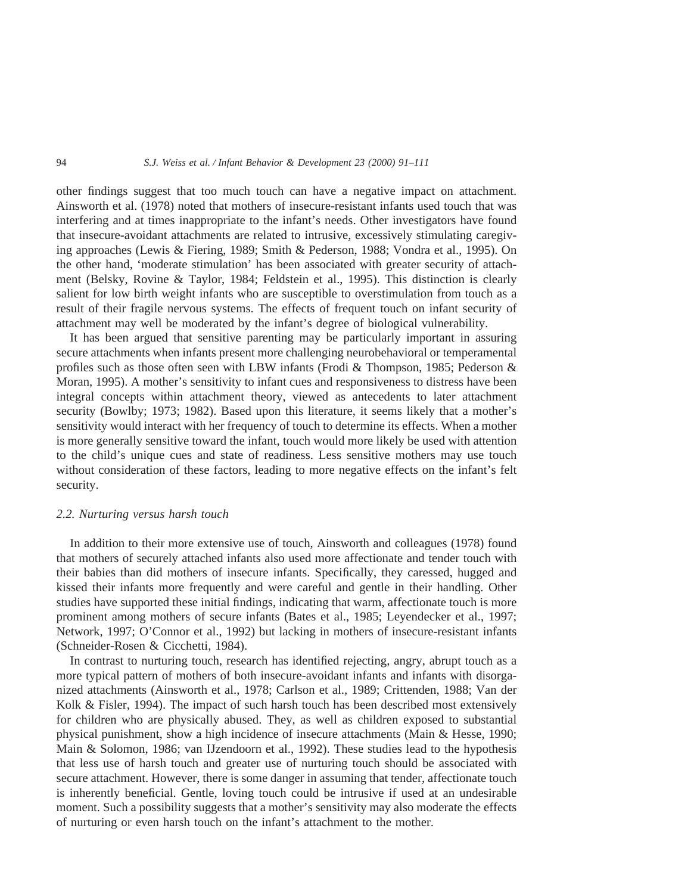other findings suggest that too much touch can have a negative impact on attachment. Ainsworth et al. (1978) noted that mothers of insecure-resistant infants used touch that was interfering and at times inappropriate to the infant's needs. Other investigators have found that insecure-avoidant attachments are related to intrusive, excessively stimulating caregiving approaches (Lewis & Fiering, 1989; Smith & Pederson, 1988; Vondra et al., 1995). On the other hand, 'moderate stimulation' has been associated with greater security of attachment (Belsky, Rovine & Taylor, 1984; Feldstein et al., 1995). This distinction is clearly salient for low birth weight infants who are susceptible to overstimulation from touch as a result of their fragile nervous systems. The effects of frequent touch on infant security of attachment may well be moderated by the infant's degree of biological vulnerability.

It has been argued that sensitive parenting may be particularly important in assuring secure attachments when infants present more challenging neurobehavioral or temperamental profiles such as those often seen with LBW infants (Frodi & Thompson, 1985; Pederson & Moran, 1995). A mother's sensitivity to infant cues and responsiveness to distress have been integral concepts within attachment theory, viewed as antecedents to later attachment security (Bowlby; 1973; 1982). Based upon this literature, it seems likely that a mother's sensitivity would interact with her frequency of touch to determine its effects. When a mother is more generally sensitive toward the infant, touch would more likely be used with attention to the child's unique cues and state of readiness. Less sensitive mothers may use touch without consideration of these factors, leading to more negative effects on the infant's felt security.

### *2.2. Nurturing versus harsh touch*

In addition to their more extensive use of touch, Ainsworth and colleagues (1978) found that mothers of securely attached infants also used more affectionate and tender touch with their babies than did mothers of insecure infants. Specifically, they caressed, hugged and kissed their infants more frequently and were careful and gentle in their handling. Other studies have supported these initial findings, indicating that warm, affectionate touch is more prominent among mothers of secure infants (Bates et al., 1985; Leyendecker et al., 1997; Network, 1997; O'Connor et al., 1992) but lacking in mothers of insecure-resistant infants (Schneider-Rosen & Cicchetti, 1984).

In contrast to nurturing touch, research has identified rejecting, angry, abrupt touch as a more typical pattern of mothers of both insecure-avoidant infants and infants with disorganized attachments (Ainsworth et al., 1978; Carlson et al., 1989; Crittenden, 1988; Van der Kolk & Fisler, 1994). The impact of such harsh touch has been described most extensively for children who are physically abused. They, as well as children exposed to substantial physical punishment, show a high incidence of insecure attachments (Main & Hesse, 1990; Main & Solomon, 1986; van IJzendoorn et al., 1992). These studies lead to the hypothesis that less use of harsh touch and greater use of nurturing touch should be associated with secure attachment. However, there is some danger in assuming that tender, affectionate touch is inherently beneficial. Gentle, loving touch could be intrusive if used at an undesirable moment. Such a possibility suggests that a mother's sensitivity may also moderate the effects of nurturing or even harsh touch on the infant's attachment to the mother.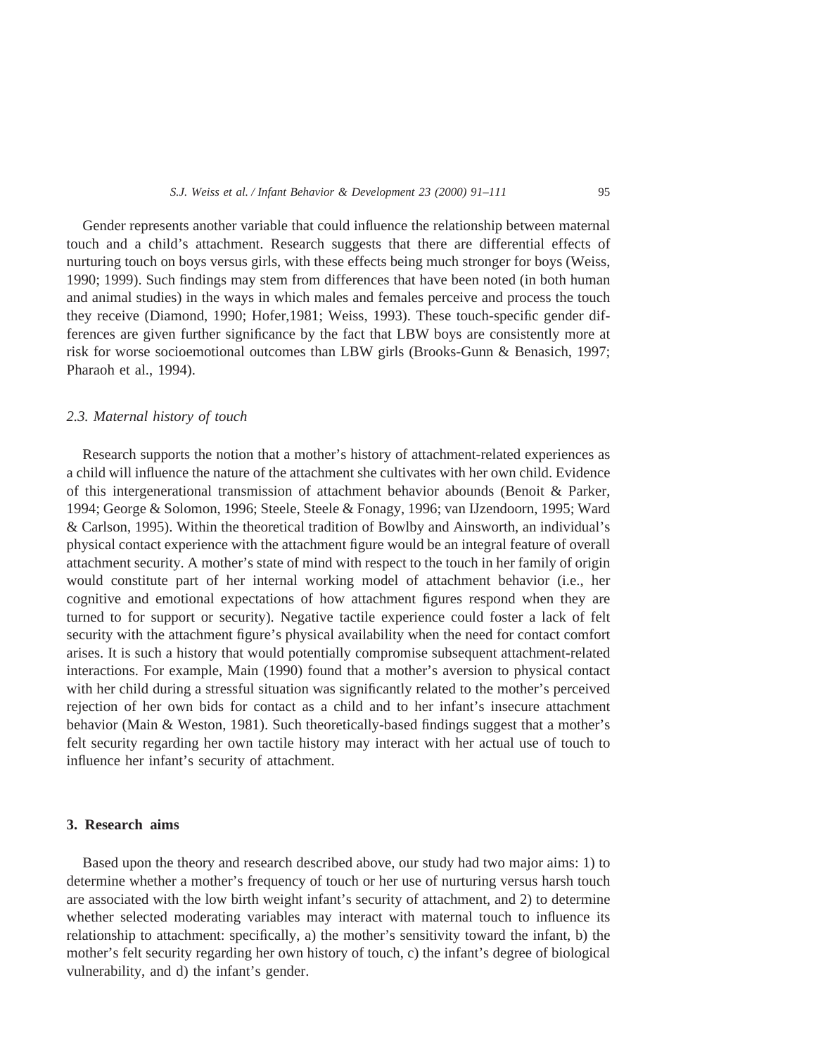Gender represents another variable that could influence the relationship between maternal touch and a child's attachment. Research suggests that there are differential effects of nurturing touch on boys versus girls, with these effects being much stronger for boys (Weiss, 1990; 1999). Such findings may stem from differences that have been noted (in both human and animal studies) in the ways in which males and females perceive and process the touch they receive (Diamond, 1990; Hofer,1981; Weiss, 1993). These touch-specific gender differences are given further significance by the fact that LBW boys are consistently more at risk for worse socioemotional outcomes than LBW girls (Brooks-Gunn & Benasich, 1997; Pharaoh et al., 1994).

### *2.3. Maternal history of touch*

Research supports the notion that a mother's history of attachment-related experiences as a child will influence the nature of the attachment she cultivates with her own child. Evidence of this intergenerational transmission of attachment behavior abounds (Benoit & Parker, 1994; George & Solomon, 1996; Steele, Steele & Fonagy, 1996; van IJzendoorn, 1995; Ward & Carlson, 1995). Within the theoretical tradition of Bowlby and Ainsworth, an individual's physical contact experience with the attachment figure would be an integral feature of overall attachment security. A mother's state of mind with respect to the touch in her family of origin would constitute part of her internal working model of attachment behavior (i.e., her cognitive and emotional expectations of how attachment figures respond when they are turned to for support or security). Negative tactile experience could foster a lack of felt security with the attachment figure's physical availability when the need for contact comfort arises. It is such a history that would potentially compromise subsequent attachment-related interactions. For example, Main (1990) found that a mother's aversion to physical contact with her child during a stressful situation was significantly related to the mother's perceived rejection of her own bids for contact as a child and to her infant's insecure attachment behavior (Main & Weston, 1981). Such theoretically-based findings suggest that a mother's felt security regarding her own tactile history may interact with her actual use of touch to influence her infant's security of attachment.

## 3. Research aims

Based upon the theory and research described above, our study had two major aims: 1) to determine whether a mother's frequency of touch or her use of nurturing versus harsh touch are associated with the low birth weight infant's security of attachment, and 2) to determine whether selected moderating variables may interact with maternal touch to influence its relationship to attachment: specifically, a) the mother's sensitivity toward the infant, b) the mother's felt security regarding her own history of touch, c) the infant's degree of biological vulnerability, and d) the infant's gender.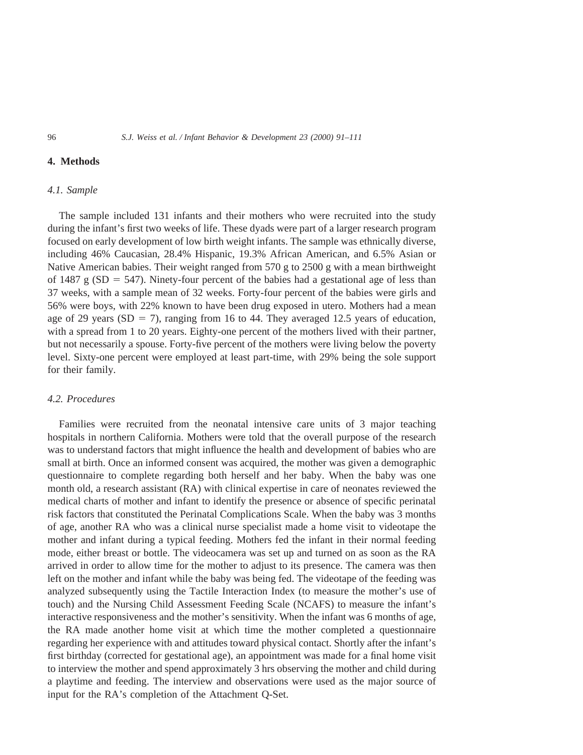## 4. Methods

### *4.1. Sample*

The sample included 131 infants and their mothers who were recruited into the study during the infant's first two weeks of life. These dyads were part of a larger research program focused on early development of low birth weight infants. The sample was ethnically diverse, including 46% Caucasian, 28.4% Hispanic, 19.3% African American, and 6.5% Asian or Native American babies. Their weight ranged from 570 g to 2500 g with a mean birthweight of 1487 g (SD = 547). Ninety-four percent of the babies had a gestational age of less than 37 weeks, with a sample mean of 32 weeks. Forty-four percent of the babies were girls and 56% were boys, with 22% known to have been drug exposed in utero. Mothers had a mean age of 29 years (SD = 7), ranging from 16 to 44. They averaged 12.5 years of education, with a spread from 1 to 20 years. Eighty-one percent of the mothers lived with their partner, but not necessarily a spouse. Forty-five percent of the mothers were living below the poverty level. Sixty-one percent were employed at least part-time, with 29% being the sole support for their family.

### *4.2. Procedures*

Families were recruited from the neonatal intensive care units of 3 major teaching hospitals in northern California. Mothers were told that the overall purpose of the research was to understand factors that might influence the health and development of babies who are small at birth. Once an informed consent was acquired, the mother was given a demographic questionnaire to complete regarding both herself and her baby. When the baby was one month old, a research assistant (RA) with clinical expertise in care of neonates reviewed the medical charts of mother and infant to identify the presence or absence of specific perinatal risk factors that constituted the Perinatal Complications Scale. When the baby was 3 months of age, another RA who was a clinical nurse specialist made a home visit to videotape the mother and infant during a typical feeding. Mothers fed the infant in their normal feeding mode, either breast or bottle. The videocamera was set up and turned on as soon as the RA arrived in order to allow time for the mother to adjust to its presence. The camera was then left on the mother and infant while the baby was being fed. The videotape of the feeding was analyzed subsequently using the Tactile Interaction Index (to measure the mother's use of touch) and the Nursing Child Assessment Feeding Scale (NCAFS) to measure the infant's interactive responsiveness and the mother's sensitivity. When the infant was 6 months of age, the RA made another home visit at which time the mother completed a questionnaire regarding her experience with and attitudes toward physical contact. Shortly after the infant's first birthday (corrected for gestational age), an appointment was made for a final home visit to interview the mother and spend approximately 3 hrs observing the mother and child during a playtime and feeding. The interview and observations were used as the major source of input for the RA's completion of the Attachment Q-Set.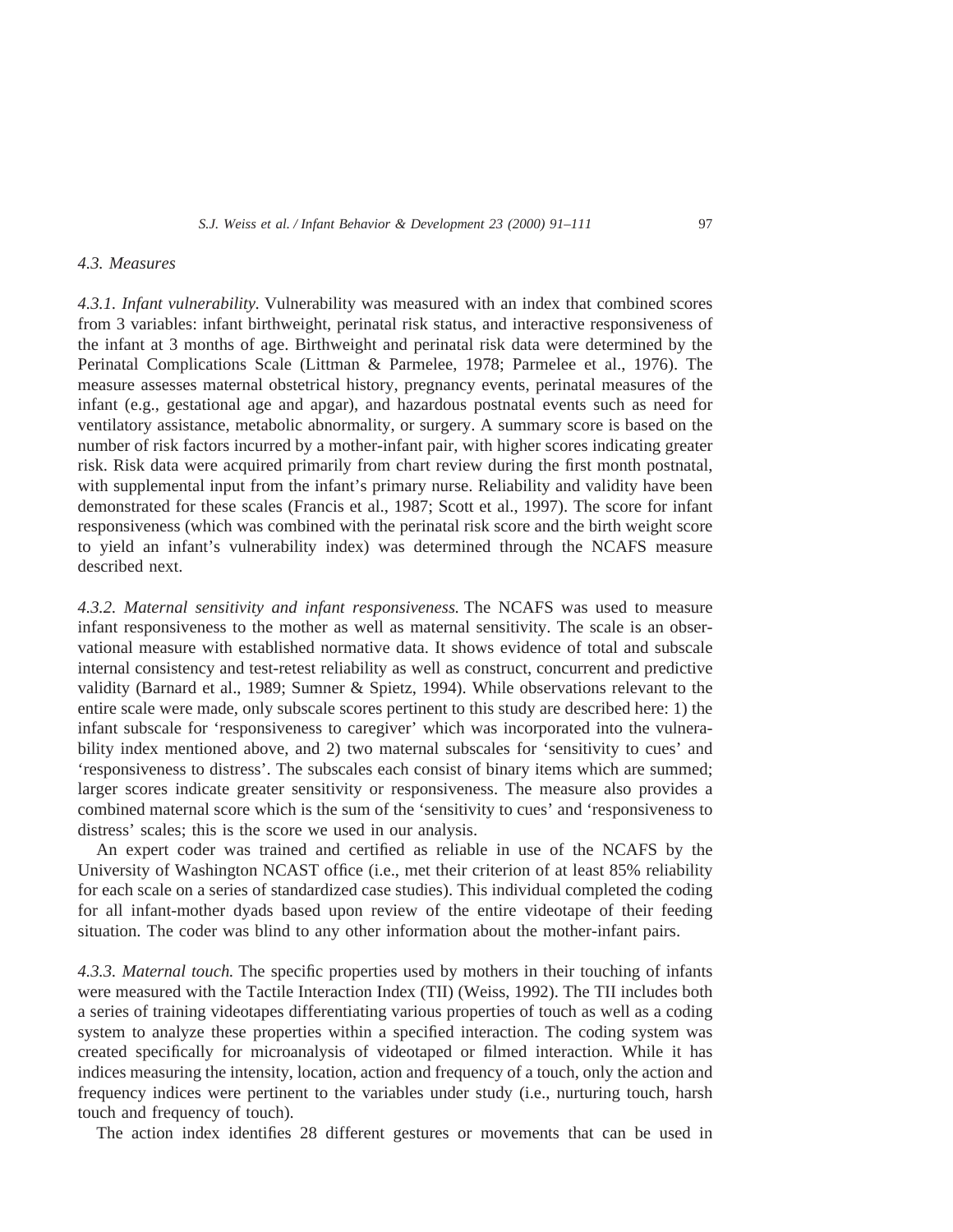### *4.3. Measures*

*4.3.1. Infant vulnerability.* Vulnerability was measured with an index that combined scores from 3 variables: infant birthweight, perinatal risk status, and interactive responsiveness of the infant at 3 months of age. Birthweight and perinatal risk data were determined by the Perinatal Complications Scale (Littman & Parmelee, 1978; Parmelee et al., 1976). The measure assesses maternal obstetrical history, pregnancy events, perinatal measures of the infant (e.g., gestational age and apgar), and hazardous postnatal events such as need for ventilatory assistance, metabolic abnormality, or surgery. A summary score is based on the number of risk factors incurred by a mother-infant pair, with higher scores indicating greater risk. Risk data were acquired primarily from chart review during the first month postnatal, with supplemental input from the infant's primary nurse. Reliability and validity have been demonstrated for these scales (Francis et al., 1987; Scott et al., 1997). The score for infant responsiveness (which was combined with the perinatal risk score and the birth weight score to yield an infant's vulnerability index) was determined through the NCAFS measure described next.

*4.3.2. Maternal sensitivity and infant responsiveness.* The NCAFS was used to measure infant responsiveness to the mother as well as maternal sensitivity. The scale is an observational measure with established normative data. It shows evidence of total and subscale internal consistency and test-retest reliability as well as construct, concurrent and predictive validity (Barnard et al., 1989; Sumner & Spietz, 1994). While observations relevant to the entire scale were made, only subscale scores pertinent to this study are described here: 1) the infant subscale for 'responsiveness to caregiver' which was incorporated into the vulnerability index mentioned above, and 2) two maternal subscales for 'sensitivity to cues' and 'responsiveness to distress'. The subscales each consist of binary items which are summed; larger scores indicate greater sensitivity or responsiveness. The measure also provides a combined maternal score which is the sum of the 'sensitivity to cues' and 'responsiveness to distress' scales; this is the score we used in our analysis.

An expert coder was trained and certified as reliable in use of the NCAFS by the University of Washington NCAST office (i.e., met their criterion of at least 85% reliability for each scale on a series of standardized case studies). This individual completed the coding for all infant-mother dyads based upon review of the entire videotape of their feeding situation. The coder was blind to any other information about the mother-infant pairs.

*4.3.3. Maternal touch.* The specific properties used by mothers in their touching of infants were measured with the Tactile Interaction Index (TII) (Weiss, 1992). The TII includes both a series of training videotapes differentiating various properties of touch as well as a coding system to analyze these properties within a specified interaction. The coding system was created specifically for microanalysis of videotaped or filmed interaction. While it has indices measuring the intensity, location, action and frequency of a touch, only the action and frequency indices were pertinent to the variables under study (i.e., nurturing touch, harsh touch and frequency of touch).

The action index identifies 28 different gestures or movements that can be used in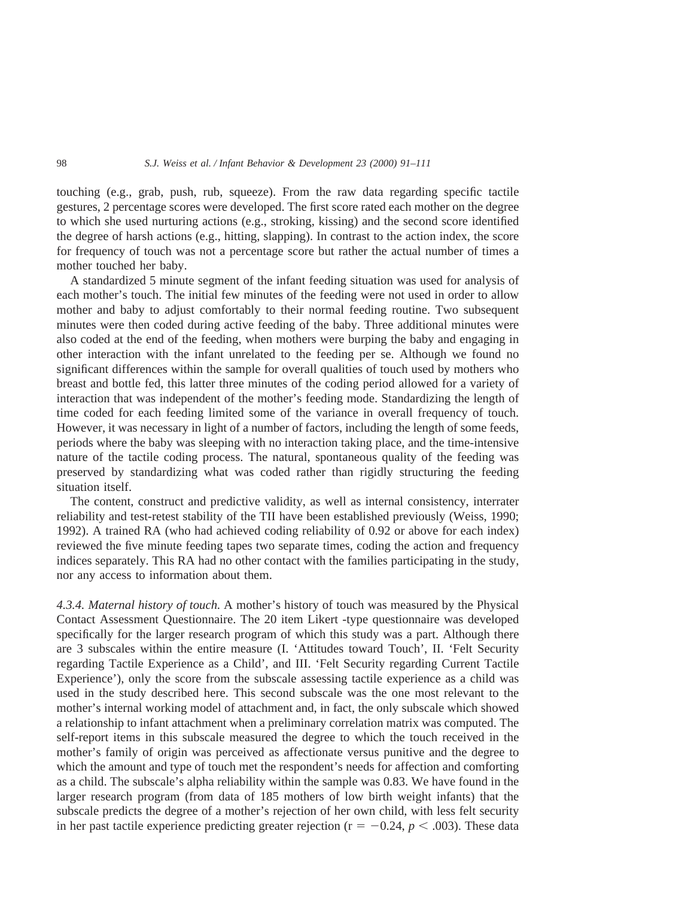touching (e.g., grab, push, rub, squeeze). From the raw data regarding specific tactile gestures, 2 percentage scores were developed. The first score rated each mother on the degree to which she used nurturing actions (e.g., stroking, kissing) and the second score identified the degree of harsh actions (e.g., hitting, slapping). In contrast to the action index, the score for frequency of touch was not a percentage score but rather the actual number of times a mother touched her baby.

A standardized 5 minute segment of the infant feeding situation was used for analysis of each mother's touch. The initial few minutes of the feeding were not used in order to allow mother and baby to adjust comfortably to their normal feeding routine. Two subsequent minutes were then coded during active feeding of the baby. Three additional minutes were also coded at the end of the feeding, when mothers were burping the baby and engaging in other interaction with the infant unrelated to the feeding per se. Although we found no significant differences within the sample for overall qualities of touch used by mothers who breast and bottle fed, this latter three minutes of the coding period allowed for a variety of interaction that was independent of the mother's feeding mode. Standardizing the length of time coded for each feeding limited some of the variance in overall frequency of touch. However, it was necessary in light of a number of factors, including the length of some feeds, periods where the baby was sleeping with no interaction taking place, and the time-intensive nature of the tactile coding process. The natural, spontaneous quality of the feeding was preserved by standardizing what was coded rather than rigidly structuring the feeding situation itself.

The content, construct and predictive validity, as well as internal consistency, interrater reliability and test-retest stability of the TII have been established previously (Weiss, 1990; 1992). A trained RA (who had achieved coding reliability of 0.92 or above for each index) reviewed the five minute feeding tapes two separate times, coding the action and frequency indices separately. This RA had no other contact with the families participating in the study, nor any access to information about them.

*4.3.4. Maternal history of touch.* A mother's history of touch was measured by the Physical Contact Assessment Questionnaire. The 20 item Likert -type questionnaire was developed specifically for the larger research program of which this study was a part. Although there are 3 subscales within the entire measure (I. 'Attitudes toward Touch', II. 'Felt Security regarding Tactile Experience as a Child', and III. 'Felt Security regarding Current Tactile Experience'), only the score from the subscale assessing tactile experience as a child was used in the study described here. This second subscale was the one most relevant to the mother's internal working model of attachment and, in fact, the only subscale which showed a relationship to infant attachment when a preliminary correlation matrix was computed. The self-report items in this subscale measured the degree to which the touch received in the mother's family of origin was perceived as affectionate versus punitive and the degree to which the amount and type of touch met the respondent's needs for affection and comforting as a child. The subscale's alpha reliability within the sample was 0.83. We have found in the larger research program (from data of 185 mothers of low birth weight infants) that the subscale predicts the degree of a mother's rejection of her own child, with less felt security in her past tactile experience predicting greater rejection ($r = -0.24$, $p < .003$). These data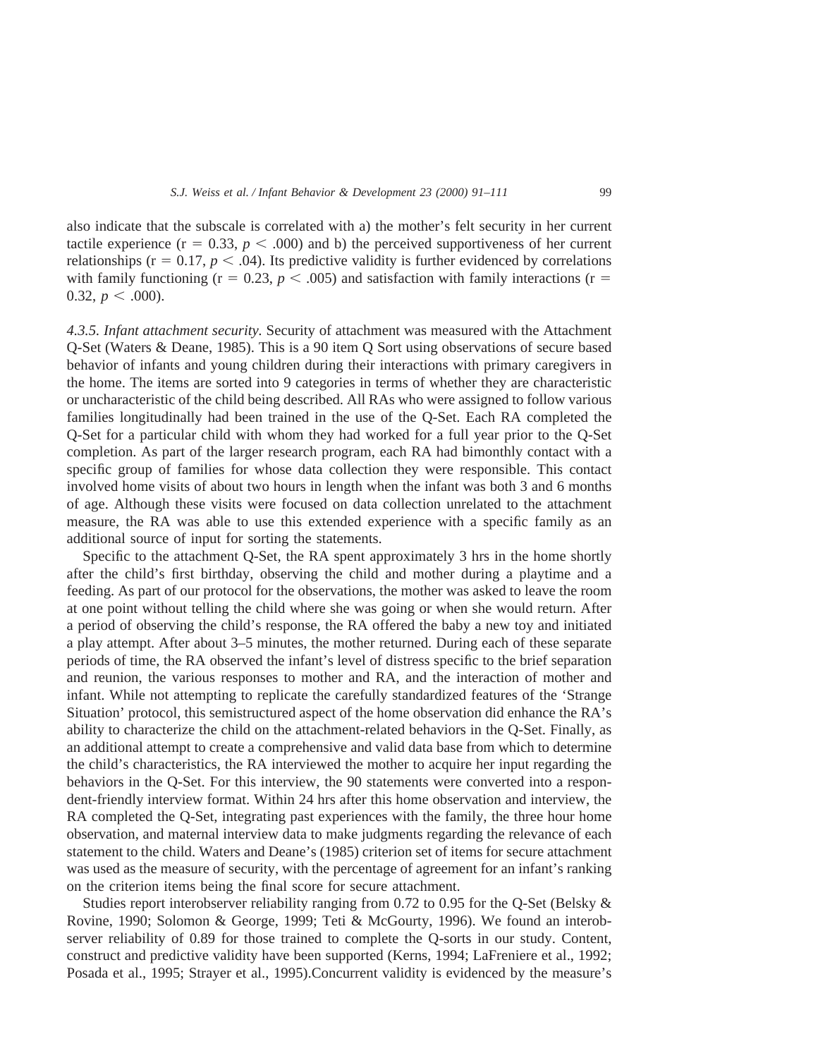also indicate that the subscale is correlated with a) the mother's felt security in her current tactile experience ($r = 0.33$, $p < .000$) and b) the perceived supportiveness of her current relationships ($r = 0.17$, $p < .04$). Its predictive validity is further evidenced by correlations with family functioning ($r = 0.23$, $p < .005$) and satisfaction with family interactions ($r = 0.32$, $p < .000$).

*4.3.5. Infant attachment security.* Security of attachment was measured with the Attachment Q-Set (Waters & Deane, 1985). This is a 90 item Q Sort using observations of secure based behavior of infants and young children during their interactions with primary caregivers in the home. The items are sorted into 9 categories in terms of whether they are characteristic or uncharacteristic of the child being described. All RAs who were assigned to follow various families longitudinally had been trained in the use of the Q-Set. Each RA completed the Q-Set for a particular child with whom they had worked for a full year prior to the Q-Set completion. As part of the larger research program, each RA had bimonthly contact with a specific group of families for whose data collection they were responsible. This contact involved home visits of about two hours in length when the infant was both 3 and 6 months of age. Although these visits were focused on data collection unrelated to the attachment measure, the RA was able to use this extended experience with a specific family as an additional source of input for sorting the statements.

Specific to the attachment Q-Set, the RA spent approximately 3 hrs in the home shortly after the child's first birthday, observing the child and mother during a playtime and a feeding. As part of our protocol for the observations, the mother was asked to leave the room at one point without telling the child where she was going or when she would return. After a period of observing the child's response, the RA offered the baby a new toy and initiated a play attempt. After about 3–5 minutes, the mother returned. During each of these separate periods of time, the RA observed the infant's level of distress specific to the brief separation and reunion, the various responses to mother and RA, and the interaction of mother and infant. While not attempting to replicate the carefully standardized features of the 'Strange Situation' protocol, this semistructured aspect of the home observation did enhance the RA's ability to characterize the child on the attachment-related behaviors in the Q-Set. Finally, as an additional attempt to create a comprehensive and valid data base from which to determine the child's characteristics, the RA interviewed the mother to acquire her input regarding the behaviors in the Q-Set. For this interview, the 90 statements were converted into a respondent-friendly interview format. Within 24 hrs after this home observation and interview, the RA completed the Q-Set, integrating past experiences with the family, the three hour home observation, and maternal interview data to make judgments regarding the relevance of each statement to the child. Waters and Deane's (1985) criterion set of items for secure attachment was used as the measure of security, with the percentage of agreement for an infant's ranking on the criterion items being the final score for secure attachment.

Studies report interobserver reliability ranging from 0.72 to 0.95 for the Q-Set (Belsky & Rovine, 1990; Solomon & George, 1999; Teti & McGourty, 1996). We found an interobserver reliability of 0.89 for those trained to complete the Q-sorts in our study. Content, construct and predictive validity have been supported (Kerns, 1994; LaFreniere et al., 1992; Posada et al., 1995; Strayer et al., 1995).Concurrent validity is evidenced by the measure's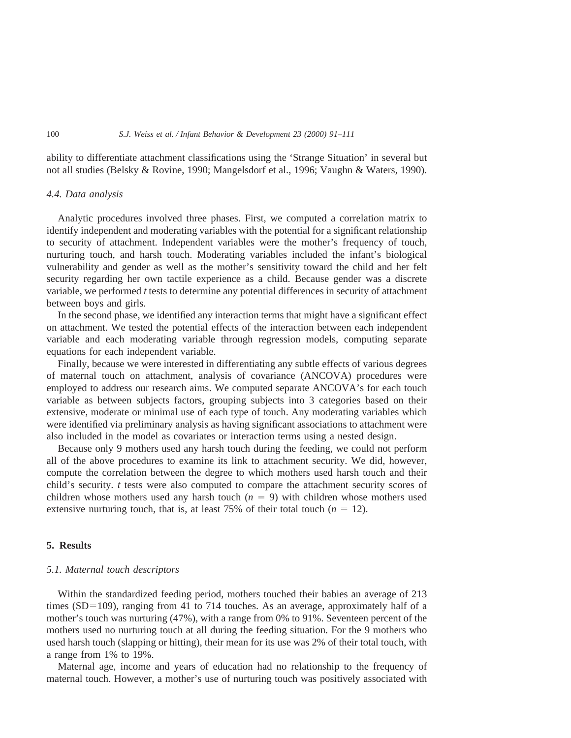ability to differentiate attachment classifications using the 'Strange Situation' in several but not all studies (Belsky & Rovine, 1990; Mangelsdorf et al., 1996; Vaughn & Waters, 1990).

### 4.4. Data analysis

Analytic procedures involved three phases. First, we computed a correlation matrix to identify independent and moderating variables with the potential for a significant relationship to security of attachment. Independent variables were the mother's frequency of touch, nurturing touch, and harsh touch. Moderating variables included the infant's biological vulnerability and gender as well as the mother's sensitivity toward the child and her felt security regarding her own tactile experience as a child. Because gender was a discrete variable, we performed *t* tests to determine any potential differences in security of attachment between boys and girls.

In the second phase, we identified any interaction terms that might have a significant effect on attachment. We tested the potential effects of the interaction between each independent variable and each moderating variable through regression models, computing separate equations for each independent variable.

Finally, because we were interested in differentiating any subtle effects of various degrees of maternal touch on attachment, analysis of covariance (ANCOVA) procedures were employed to address our research aims. We computed separate ANCOVA's for each touch variable as between subjects factors, grouping subjects into 3 categories based on their extensive, moderate or minimal use of each type of touch. Any moderating variables which were identified via preliminary analysis as having significant associations to attachment were also included in the model as covariates or interaction terms using a nested design.

Because only 9 mothers used any harsh touch during the feeding, we could not perform all of the above procedures to examine its link to attachment security. We did, however, compute the correlation between the degree to which mothers used harsh touch and their child's security. *t* tests were also computed to compare the attachment security scores of children whose mothers used any harsh touch ($n = 9$) with children whose mothers used extensive nurturing touch, that is, at least 75% of their total touch ($n = 12$).

## 5. Results

### 5.1. Maternal touch descriptors

Within the standardized feeding period, mothers touched their babies an average of 213 times (SD=109), ranging from 41 to 714 touches. As an average, approximately half of a mother's touch was nurturing (47%), with a range from 0% to 91%. Seventeen percent of the mothers used no nurturing touch at all during the feeding situation. For the 9 mothers who used harsh touch (slapping or hitting), their mean for its use was 2% of their total touch, with a range from 1% to 19%.

Maternal age, income and years of education had no relationship to the frequency of maternal touch. However, a mother's use of nurturing touch was positively associated with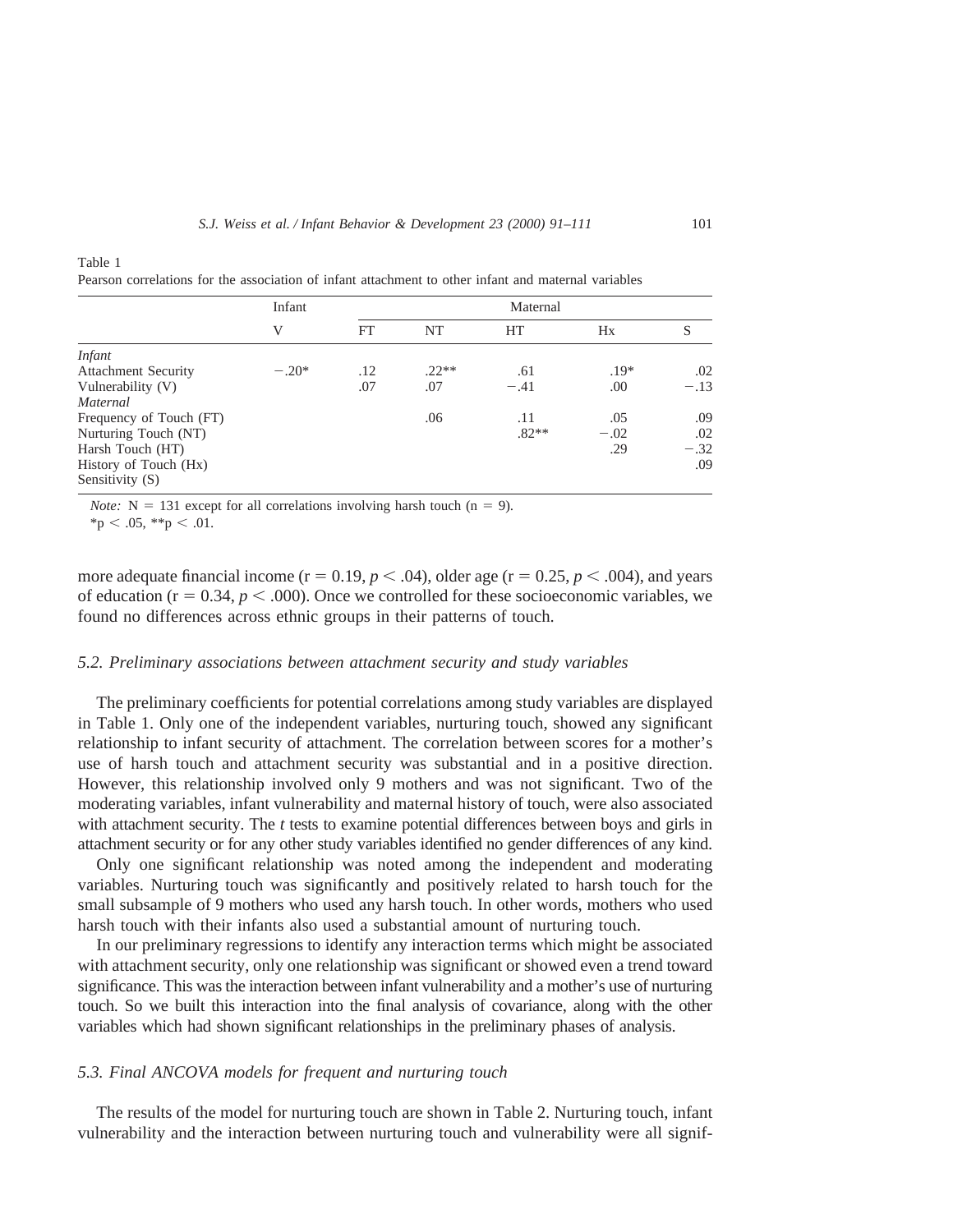Table 1
Pearson correlations for the association of infant attachment to other infant and maternal variables

| | Infant | Maternal | | | | |
|---|---|---|---|---|---|---|
| | V | FT | NT | HT | Hx | S |
| *Infant* | | | | | | |
| Attachment Security | −.20* | .12 | .22** | .61 | .19* | .02 |
| Vulnerability (V) | | .07 | .07 | −.41 | .00 | −.13 |
| *Maternal* | | | | | | |
| Frequency of Touch (FT) | | | .06 | .11 | .05 | .09 |
| Nurturing Touch (NT) | | | | .82** | −.02 | .02 |
| Harsh Touch (HT) | | | | | .29 | −.32 |
| History of Touch (Hx) | | | | | | .09 |
| Sensitivity (S) | | | | | | |

*Note:* N = 131 except for all correlations involving harsh touch (n = 9).
*p < .05, **p < .01.

more adequate financial income (r = 0.19, $p < .04$), older age (r = 0.25, $p < .004$), and years of education (r = 0.34, $p < .000$). Once we controlled for these socioeconomic variables, we found no differences across ethnic groups in their patterns of touch.

### *5.2. Preliminary associations between attachment security and study variables*

The preliminary coefficients for potential correlations among study variables are displayed in Table 1. Only one of the independent variables, nurturing touch, showed any significant relationship to infant security of attachment. The correlation between scores for a mother's use of harsh touch and attachment security was substantial and in a positive direction. However, this relationship involved only 9 mothers and was not significant. Two of the moderating variables, infant vulnerability and maternal history of touch, were also associated with attachment security. The *t* tests to examine potential differences between boys and girls in attachment security or for any other study variables identified no gender differences of any kind.

Only one significant relationship was noted among the independent and moderating variables. Nurturing touch was significantly and positively related to harsh touch for the small subsample of 9 mothers who used any harsh touch. In other words, mothers who used harsh touch with their infants also used a substantial amount of nurturing touch.

In our preliminary regressions to identify any interaction terms which might be associated with attachment security, only one relationship was significant or showed even a trend toward significance. This was the interaction between infant vulnerability and a mother's use of nurturing touch. So we built this interaction into the final analysis of covariance, along with the other variables which had shown significant relationships in the preliminary phases of analysis.

### *5.3. Final ANCOVA models for frequent and nurturing touch*

The results of the model for nurturing touch are shown in Table 2. Nurturing touch, infant vulnerability and the interaction between nurturing touch and vulnerability were all signif-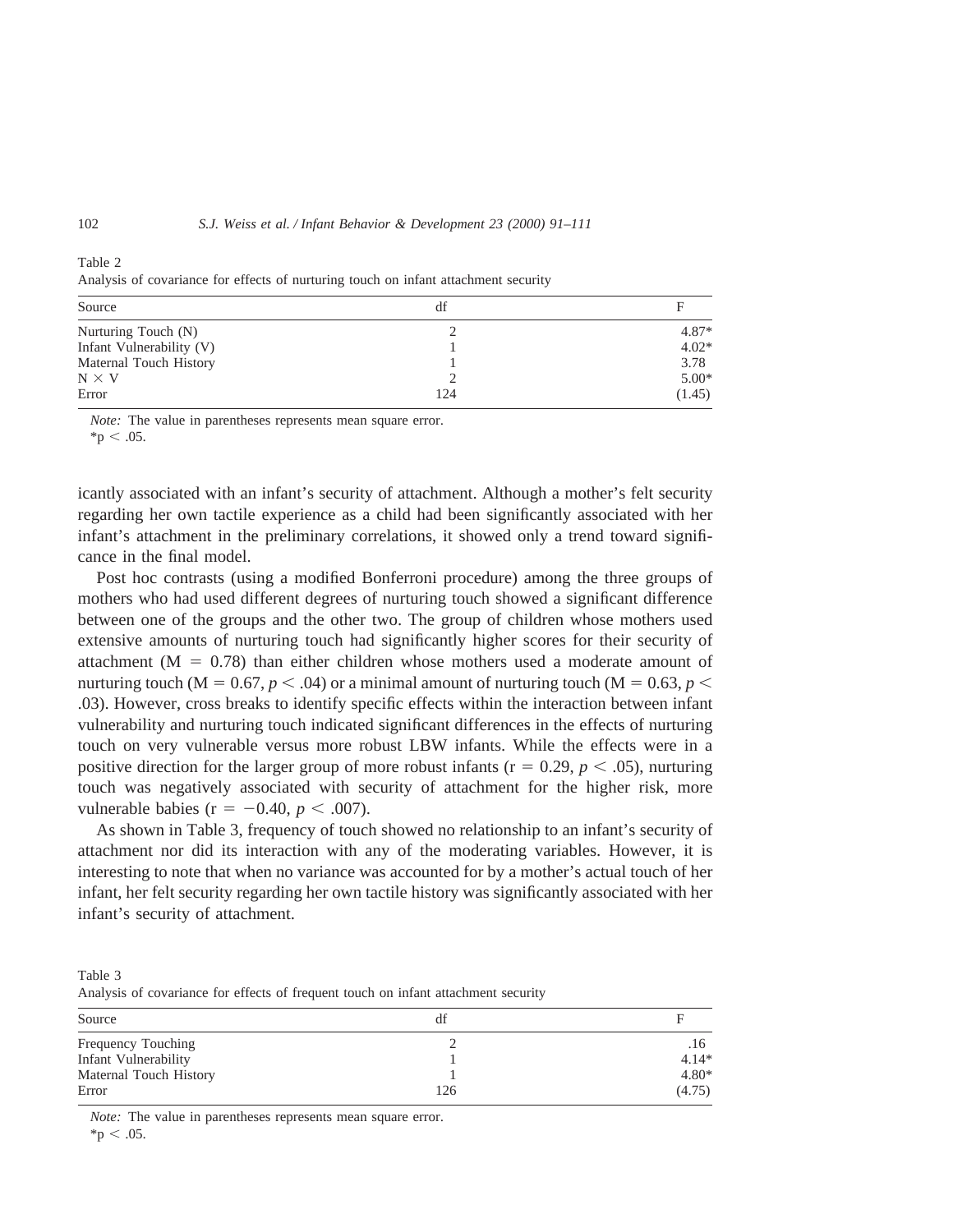Table 2
Analysis of covariance for effects of nurturing touch on infant attachment security

| Source | df | F |
|---|---|---|
| Nurturing Touch (N) | 2 | 4.87* |
| Infant Vulnerability (V) | 1 | 4.02* |
| Maternal Touch History | 1 | 3.78 |
| N × V | 2 | 5.00* |
| Error | 124 | (1.45) |

*Note:* The value in parentheses represents mean square error.
*p < .05.

icantly associated with an infant's security of attachment. Although a mother's felt security regarding her own tactile experience as a child had been significantly associated with her infant's attachment in the preliminary correlations, it showed only a trend toward significance in the final model.

Post hoc contrasts (using a modified Bonferroni procedure) among the three groups of mothers who had used different degrees of nurturing touch showed a significant difference between one of the groups and the other two. The group of children whose mothers used extensive amounts of nurturing touch had significantly higher scores for their security of attachment ($M = 0.78$) than either children whose mothers used a moderate amount of nurturing touch ($M = 0.67$, $p < .04$) or a minimal amount of nurturing touch ($M = 0.63$, $p < .03$). However, cross breaks to identify specific effects within the interaction between infant vulnerability and nurturing touch indicated significant differences in the effects of nurturing touch on very vulnerable versus more robust LBW infants. While the effects were in a positive direction for the larger group of more robust infants ($r = 0.29$, $p < .05$), nurturing touch was negatively associated with security of attachment for the higher risk, more vulnerable babies ($r = -0.40$, $p < .007$).

As shown in Table 3, frequency of touch showed no relationship to an infant's security of attachment nor did its interaction with any of the moderating variables. However, it is interesting to note that when no variance was accounted for by a mother's actual touch of her infant, her felt security regarding her own tactile history was significantly associated with her infant's security of attachment.

Table 3
Analysis of covariance for effects of frequent touch on infant attachment security

| Source | df | F |
|---|---|---|
| Frequency Touching | 2 | .16 |
| Infant Vulnerability | 1 | 4.14* |
| Maternal Touch History | 1 | 4.80* |
| Error | 126 | (4.75) |

*Note:* The value in parentheses represents mean square error.
*p < .05.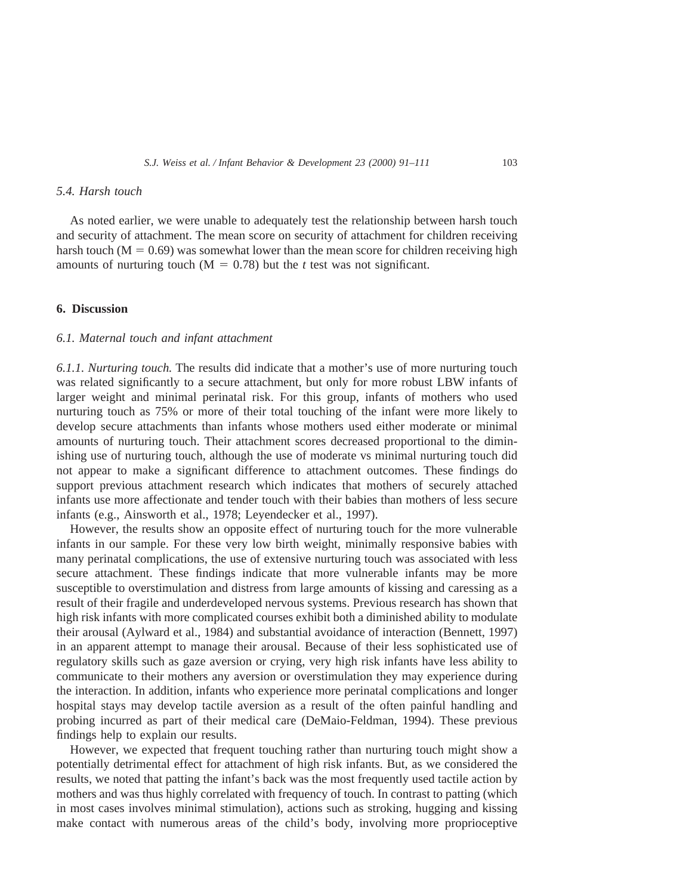### 5.4. Harsh touch

As noted earlier, we were unable to adequately test the relationship between harsh touch and security of attachment. The mean score on security of attachment for children receiving harsh touch ($M = 0.69$) was somewhat lower than the mean score for children receiving high amounts of nurturing touch ($M = 0.78$) but the *t* test was not significant.

## 6. Discussion

### 6.1. Maternal touch and infant attachment

*6.1.1. Nurturing touch.* The results did indicate that a mother's use of more nurturing touch was related significantly to a secure attachment, but only for more robust LBW infants of larger weight and minimal perinatal risk. For this group, infants of mothers who used nurturing touch as 75% or more of their total touching of the infant were more likely to develop secure attachments than infants whose mothers used either moderate or minimal amounts of nurturing touch. Their attachment scores decreased proportional to the diminishing use of nurturing touch, although the use of moderate vs minimal nurturing touch did not appear to make a significant difference to attachment outcomes. These findings do support previous attachment research which indicates that mothers of securely attached infants use more affectionate and tender touch with their babies than mothers of less secure infants (e.g., Ainsworth et al., 1978; Leyendecker et al., 1997).

However, the results show an opposite effect of nurturing touch for the more vulnerable infants in our sample. For these very low birth weight, minimally responsive babies with many perinatal complications, the use of extensive nurturing touch was associated with less secure attachment. These findings indicate that more vulnerable infants may be more susceptible to overstimulation and distress from large amounts of kissing and caressing as a result of their fragile and underdeveloped nervous systems. Previous research has shown that high risk infants with more complicated courses exhibit both a diminished ability to modulate their arousal (Aylward et al., 1984) and substantial avoidance of interaction (Bennett, 1997) in an apparent attempt to manage their arousal. Because of their less sophisticated use of regulatory skills such as gaze aversion or crying, very high risk infants have less ability to communicate to their mothers any aversion or overstimulation they may experience during the interaction. In addition, infants who experience more perinatal complications and longer hospital stays may develop tactile aversion as a result of the often painful handling and probing incurred as part of their medical care (DeMaio-Feldman, 1994). These previous findings help to explain our results.

However, we expected that frequent touching rather than nurturing touch might show a potentially detrimental effect for attachment of high risk infants. But, as we considered the results, we noted that patting the infant's back was the most frequently used tactile action by mothers and was thus highly correlated with frequency of touch. In contrast to patting (which in most cases involves minimal stimulation), actions such as stroking, hugging and kissing make contact with numerous areas of the child's body, involving more proprioceptive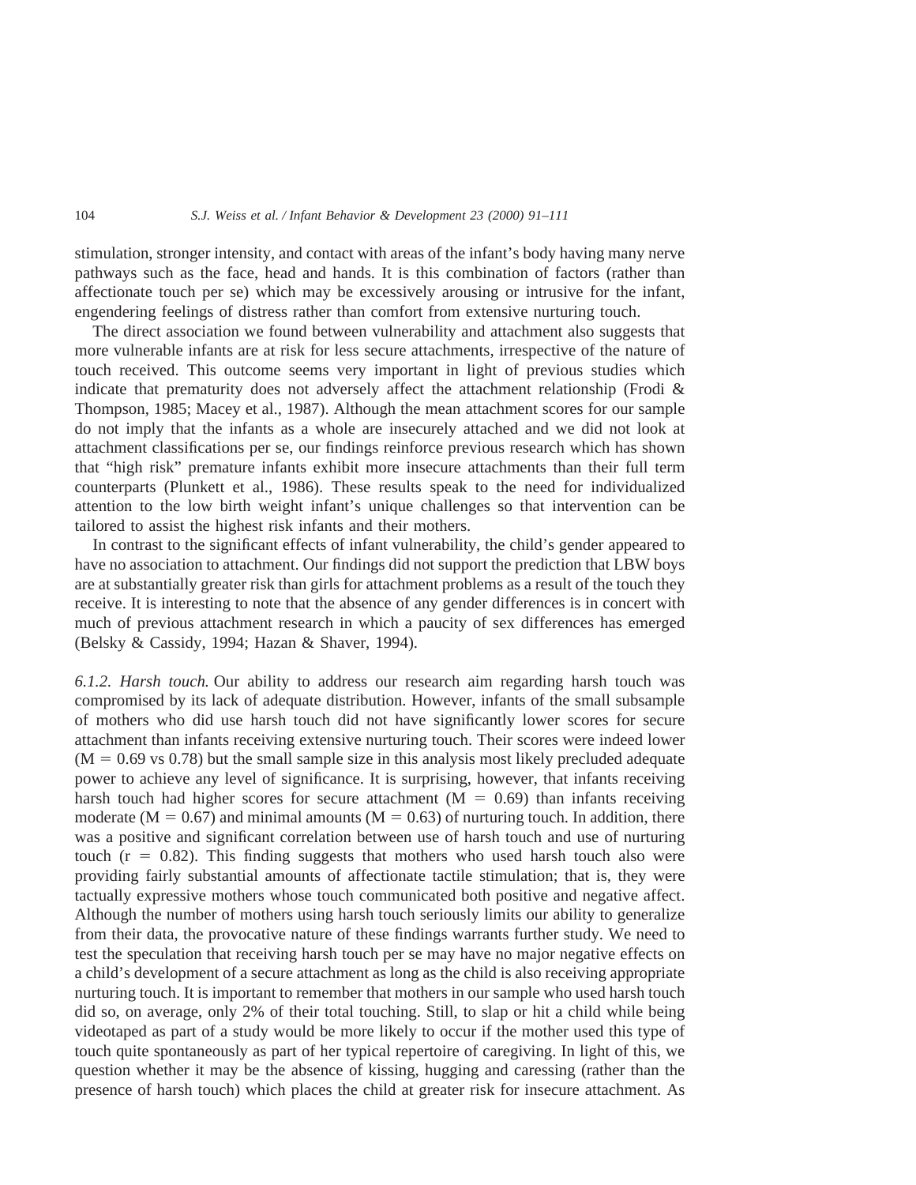stimulation, stronger intensity, and contact with areas of the infant's body having many nerve pathways such as the face, head and hands. It is this combination of factors (rather than affectionate touch per se) which may be excessively arousing or intrusive for the infant, engendering feelings of distress rather than comfort from extensive nurturing touch.

The direct association we found between vulnerability and attachment also suggests that more vulnerable infants are at risk for less secure attachments, irrespective of the nature of touch received. This outcome seems very important in light of previous studies which indicate that prematurity does not adversely affect the attachment relationship (Frodi & Thompson, 1985; Macey et al., 1987). Although the mean attachment scores for our sample do not imply that the infants as a whole are insecurely attached and we did not look at attachment classifications per se, our findings reinforce previous research which has shown that "high risk" premature infants exhibit more insecure attachments than their full term counterparts (Plunkett et al., 1986). These results speak to the need for individualized attention to the low birth weight infant's unique challenges so that intervention can be tailored to assist the highest risk infants and their mothers.

In contrast to the significant effects of infant vulnerability, the child's gender appeared to have no association to attachment. Our findings did not support the prediction that LBW boys are at substantially greater risk than girls for attachment problems as a result of the touch they receive. It is interesting to note that the absence of any gender differences is in concert with much of previous attachment research in which a paucity of sex differences has emerged (Belsky & Cassidy, 1994; Hazan & Shaver, 1994).

*6.1.2. Harsh touch.* Our ability to address our research aim regarding harsh touch was compromised by its lack of adequate distribution. However, infants of the small subsample of mothers who did use harsh touch did not have significantly lower scores for secure attachment than infants receiving extensive nurturing touch. Their scores were indeed lower ($M = 0.69$ vs 0.78) but the small sample size in this analysis most likely precluded adequate power to achieve any level of significance. It is surprising, however, that infants receiving harsh touch had higher scores for secure attachment ($M = 0.69$) than infants receiving moderate ($M = 0.67$) and minimal amounts ($M = 0.63$) of nurturing touch. In addition, there was a positive and significant correlation between use of harsh touch and use of nurturing touch ($r = 0.82$). This finding suggests that mothers who used harsh touch also were providing fairly substantial amounts of affectionate tactile stimulation; that is, they were tactually expressive mothers whose touch communicated both positive and negative affect. Although the number of mothers using harsh touch seriously limits our ability to generalize from their data, the provocative nature of these findings warrants further study. We need to test the speculation that receiving harsh touch per se may have no major negative effects on a child's development of a secure attachment as long as the child is also receiving appropriate nurturing touch. It is important to remember that mothers in our sample who used harsh touch did so, on average, only 2% of their total touching. Still, to slap or hit a child while being videotaped as part of a study would be more likely to occur if the mother used this type of touch quite spontaneously as part of her typical repertoire of caregiving. In light of this, we question whether it may be the absence of kissing, hugging and caressing (rather than the presence of harsh touch) which places the child at greater risk for insecure attachment. As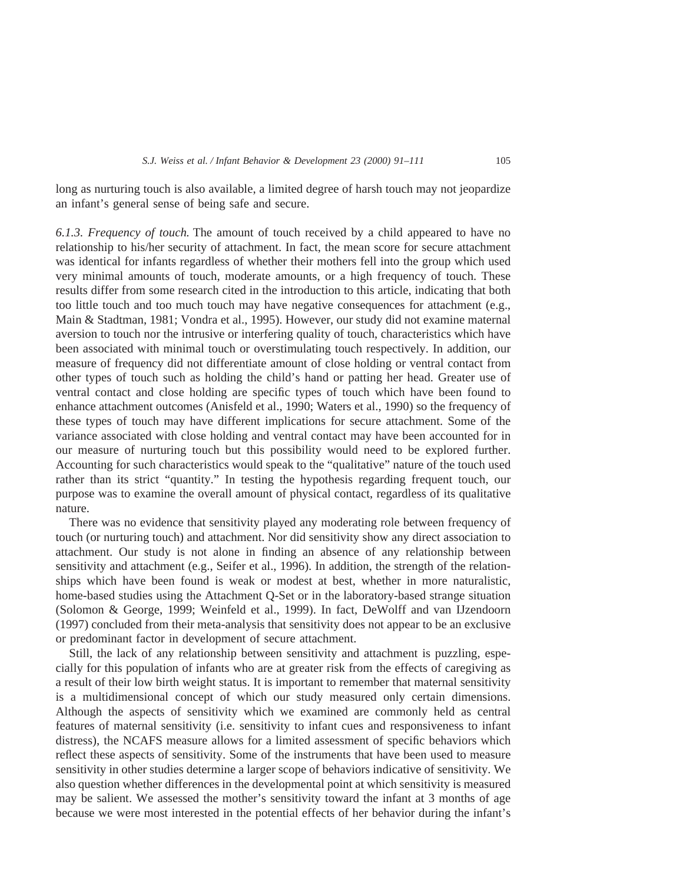long as nurturing touch is also available, a limited degree of harsh touch may not jeopardize an infant's general sense of being safe and secure.

*6.1.3. Frequency of touch.* The amount of touch received by a child appeared to have no relationship to his/her security of attachment. In fact, the mean score for secure attachment was identical for infants regardless of whether their mothers fell into the group which used very minimal amounts of touch, moderate amounts, or a high frequency of touch. These results differ from some research cited in the introduction to this article, indicating that both too little touch and too much touch may have negative consequences for attachment (e.g., Main & Stadtman, 1981; Vondra et al., 1995). However, our study did not examine maternal aversion to touch nor the intrusive or interfering quality of touch, characteristics which have been associated with minimal touch or overstimulating touch respectively. In addition, our measure of frequency did not differentiate amount of close holding or ventral contact from other types of touch such as holding the child's hand or patting her head. Greater use of ventral contact and close holding are specific types of touch which have been found to enhance attachment outcomes (Anisfeld et al., 1990; Waters et al., 1990) so the frequency of these types of touch may have different implications for secure attachment. Some of the variance associated with close holding and ventral contact may have been accounted for in our measure of nurturing touch but this possibility would need to be explored further. Accounting for such characteristics would speak to the "qualitative" nature of the touch used rather than its strict "quantity." In testing the hypothesis regarding frequent touch, our purpose was to examine the overall amount of physical contact, regardless of its qualitative nature.

There was no evidence that sensitivity played any moderating role between frequency of touch (or nurturing touch) and attachment. Nor did sensitivity show any direct association to attachment. Our study is not alone in finding an absence of any relationship between sensitivity and attachment (e.g., Seifer et al., 1996). In addition, the strength of the relationships which have been found is weak or modest at best, whether in more naturalistic, home-based studies using the Attachment Q-Set or in the laboratory-based strange situation (Solomon & George, 1999; Weinfeld et al., 1999). In fact, DeWolff and van IJzendoorn (1997) concluded from their meta-analysis that sensitivity does not appear to be an exclusive or predominant factor in development of secure attachment.

Still, the lack of any relationship between sensitivity and attachment is puzzling, especially for this population of infants who are at greater risk from the effects of caregiving as a result of their low birth weight status. It is important to remember that maternal sensitivity is a multidimensional concept of which our study measured only certain dimensions. Although the aspects of sensitivity which we examined are commonly held as central features of maternal sensitivity (i.e. sensitivity to infant cues and responsiveness to infant distress), the NCAFS measure allows for a limited assessment of specific behaviors which reflect these aspects of sensitivity. Some of the instruments that have been used to measure sensitivity in other studies determine a larger scope of behaviors indicative of sensitivity. We also question whether differences in the developmental point at which sensitivity is measured may be salient. We assessed the mother's sensitivity toward the infant at 3 months of age because we were most interested in the potential effects of her behavior during the infant's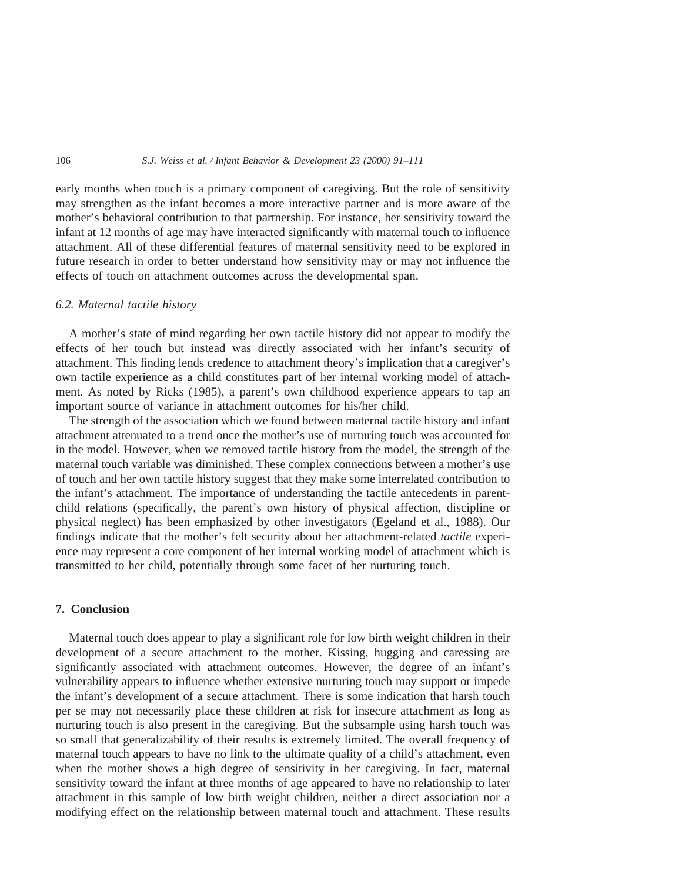early months when touch is a primary component of caregiving. But the role of sensitivity may strengthen as the infant becomes a more interactive partner and is more aware of the mother's behavioral contribution to that partnership. For instance, her sensitivity toward the infant at 12 months of age may have interacted significantly with maternal touch to influence attachment. All of these differential features of maternal sensitivity need to be explored in future research in order to better understand how sensitivity may or may not influence the effects of touch on attachment outcomes across the developmental span.

### 6.2. Maternal tactile history

A mother's state of mind regarding her own tactile history did not appear to modify the effects of her touch but instead was directly associated with her infant's security of attachment. This finding lends credence to attachment theory's implication that a caregiver's own tactile experience as a child constitutes part of her internal working model of attachment. As noted by Ricks (1985), a parent's own childhood experience appears to tap an important source of variance in attachment outcomes for his/her child.

The strength of the association which we found between maternal tactile history and infant attachment attenuated to a trend once the mother's use of nurturing touch was accounted for in the model. However, when we removed tactile history from the model, the strength of the maternal touch variable was diminished. These complex connections between a mother's use of touch and her own tactile history suggest that they make some interrelated contribution to the infant's attachment. The importance of understanding the tactile antecedents in parent-child relations (specifically, the parent's own history of physical affection, discipline or physical neglect) has been emphasized by other investigators (Egeland et al., 1988). Our findings indicate that the mother's felt security about her attachment-related *tactile* experience may represent a core component of her internal working model of attachment which is transmitted to her child, potentially through some facet of her nurturing touch.

## 7. Conclusion

Maternal touch does appear to play a significant role for low birth weight children in their development of a secure attachment to the mother. Kissing, hugging and caressing are significantly associated with attachment outcomes. However, the degree of an infant's vulnerability appears to influence whether extensive nurturing touch may support or impede the infant's development of a secure attachment. There is some indication that harsh touch per se may not necessarily place these children at risk for insecure attachment as long as nurturing touch is also present in the caregiving. But the subsample using harsh touch was so small that generalizability of their results is extremely limited. The overall frequency of maternal touch appears to have no link to the ultimate quality of a child's attachment, even when the mother shows a high degree of sensitivity in her caregiving. In fact, maternal sensitivity toward the infant at three months of age appeared to have no relationship to later attachment in this sample of low birth weight children, neither a direct association nor a modifying effect on the relationship between maternal touch and attachment. These results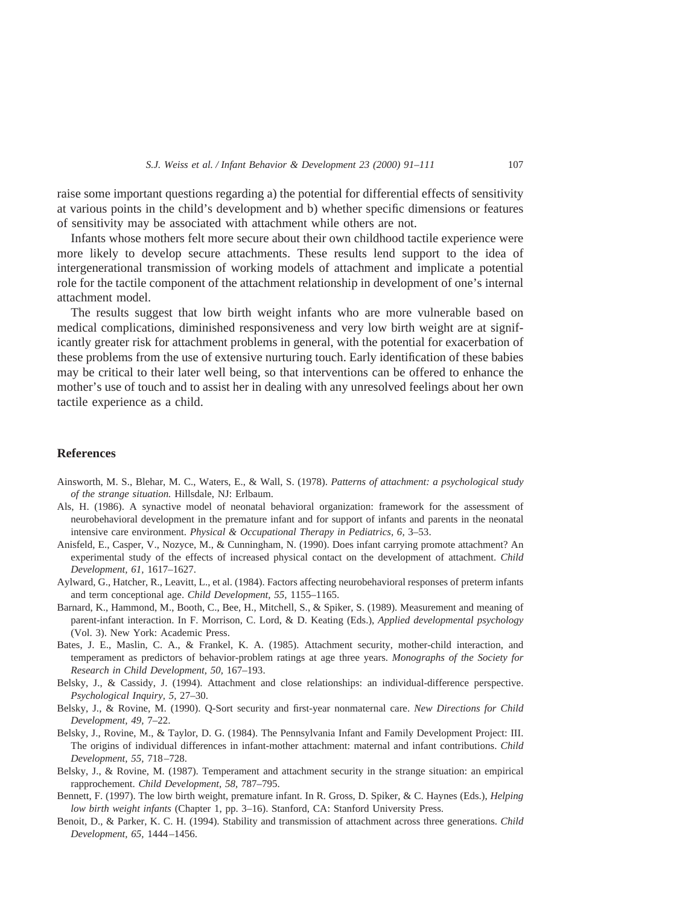raise some important questions regarding a) the potential for differential effects of sensitivity at various points in the child's development and b) whether specific dimensions or features of sensitivity may be associated with attachment while others are not.

Infants whose mothers felt more secure about their own childhood tactile experience were more likely to develop secure attachments. These results lend support to the idea of intergenerational transmission of working models of attachment and implicate a potential role for the tactile component of the attachment relationship in development of one's internal attachment model.

The results suggest that low birth weight infants who are more vulnerable based on medical complications, diminished responsiveness and very low birth weight are at significantly greater risk for attachment problems in general, with the potential for exacerbation of these problems from the use of extensive nurturing touch. Early identification of these babies may be critical to their later well being, so that interventions can be offered to enhance the mother's use of touch and to assist her in dealing with any unresolved feelings about her own tactile experience as a child.

## References

Ainsworth, M. S., Blehar, M. C., Waters, E., & Wall, S. (1978). *Patterns of attachment: a psychological study of the strange situation.* Hillsdale, NJ: Erlbaum.

Als, H. (1986). A synactive model of neonatal behavioral organization: framework for the assessment of neurobehavioral development in the premature infant and for support of infants and parents in the neonatal intensive care environment. *Physical & Occupational Therapy in Pediatrics, 6,* 3–53.

Anisfeld, E., Casper, V., Nozyce, M., & Cunningham, N. (1990). Does infant carrying promote attachment? An experimental study of the effects of increased physical contact on the development of attachment. *Child Development, 61,* 1617–1627.

Aylward, G., Hatcher, R., Leavitt, L., et al. (1984). Factors affecting neurobehavioral responses of preterm infants and term conceptional age. *Child Development, 55,* 1155–1165.

Barnard, K., Hammond, M., Booth, C., Bee, H., Mitchell, S., & Spiker, S. (1989). Measurement and meaning of parent-infant interaction. In F. Morrison, C. Lord, & D. Keating (Eds.), *Applied developmental psychology* (Vol. 3). New York: Academic Press.

Bates, J. E., Maslin, C. A., & Frankel, K. A. (1985). Attachment security, mother-child interaction, and temperament as predictors of behavior-problem ratings at age three years. *Monographs of the Society for Research in Child Development, 50,* 167–193.

Belsky, J., & Cassidy, J. (1994). Attachment and close relationships: an individual-difference perspective. *Psychological Inquiry, 5,* 27–30.

Belsky, J., & Rovine, M. (1990). Q-Sort security and first-year nonmaternal care. *New Directions for Child Development, 49,* 7–22.

Belsky, J., Rovine, M., & Taylor, D. G. (1984). The Pennsylvania Infant and Family Development Project: III. The origins of individual differences in infant-mother attachment: maternal and infant contributions. *Child Development, 55,* 718–728.

Belsky, J., & Rovine, M. (1987). Temperament and attachment security in the strange situation: an empirical rapprochement. *Child Development, 58,* 787–795.

Bennett, F. (1997). The low birth weight, premature infant. In R. Gross, D. Spiker, & C. Haynes (Eds.), *Helping low birth weight infants* (Chapter 1, pp. 3–16). Stanford, CA: Stanford University Press.

Benoit, D., & Parker, K. C. H. (1994). Stability and transmission of attachment across three generations. *Child Development, 65,* 1444–1456.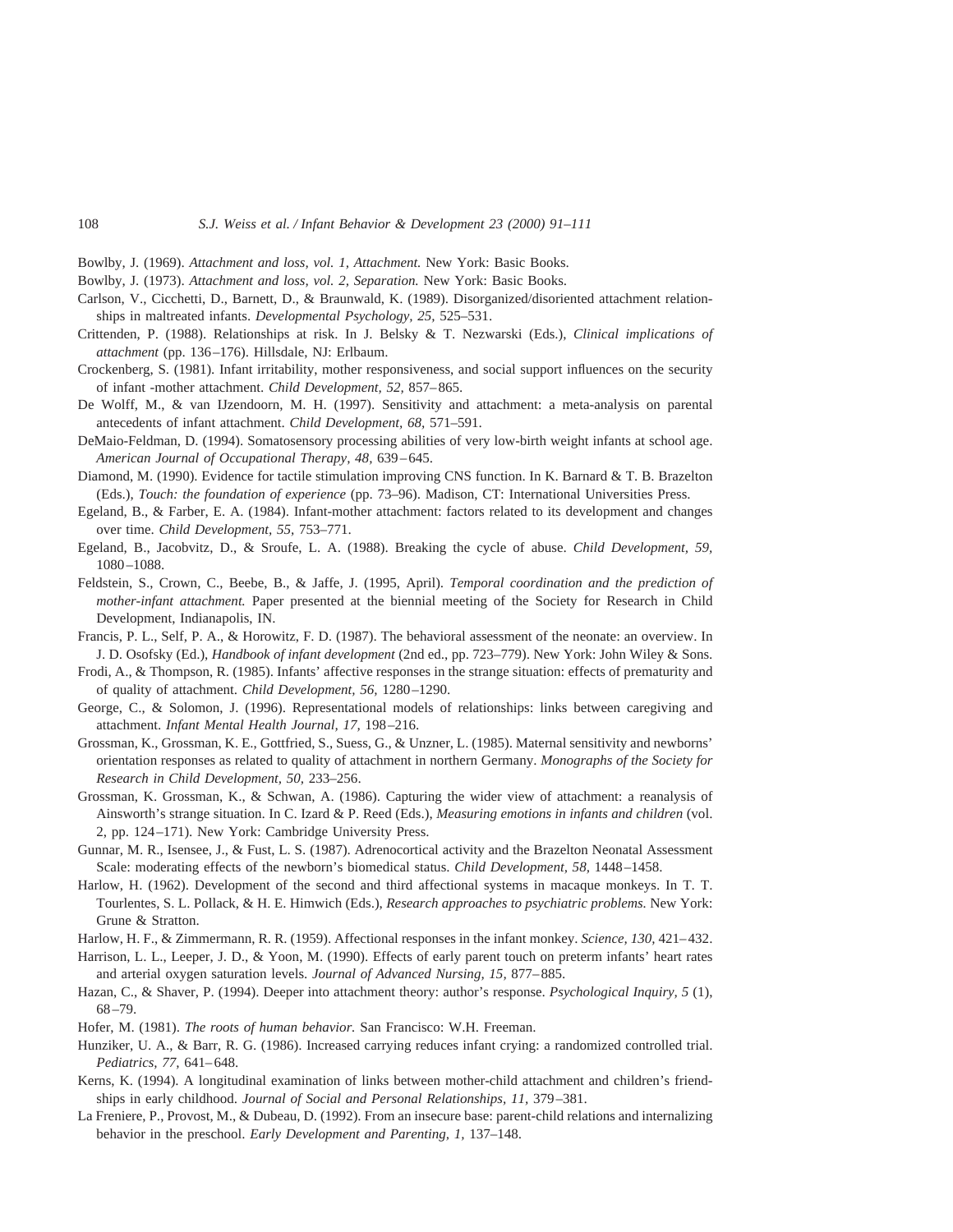Bowlby, J. (1969). *Attachment and loss, vol. 1, Attachment.* New York: Basic Books.

Bowlby, J. (1973). *Attachment and loss, vol. 2, Separation.* New York: Basic Books.

Carlson, V., Cicchetti, D., Barnett, D., & Braunwald, K. (1989). Disorganized/disoriented attachment relationships in maltreated infants. *Developmental Psychology, 25,* 525–531.

Crittenden, P. (1988). Relationships at risk. In J. Belsky & T. Nezwarski (Eds.), *Clinical implications of attachment* (pp. 136–176). Hillsdale, NJ: Erlbaum.

Crockenberg, S. (1981). Infant irritability, mother responsiveness, and social support influences on the security of infant -mother attachment. *Child Development, 52,* 857–865.

De Wolff, M., & van IJzendoorn, M. H. (1997). Sensitivity and attachment: a meta-analysis on parental antecedents of infant attachment. *Child Development, 68,* 571–591.

DeMaio-Feldman, D. (1994). Somatosensory processing abilities of very low-birth weight infants at school age. *American Journal of Occupational Therapy, 48,* 639–645.

Diamond, M. (1990). Evidence for tactile stimulation improving CNS function. In K. Barnard & T. B. Brazelton (Eds.), *Touch: the foundation of experience* (pp. 73–96). Madison, CT: International Universities Press.

Egeland, B., & Farber, E. A. (1984). Infant-mother attachment: factors related to its development and changes over time. *Child Development, 55,* 753–771.

Egeland, B., Jacobvitz, D., & Sroufe, L. A. (1988). Breaking the cycle of abuse. *Child Development, 59,* 1080–1088.

Feldstein, S., Crown, C., Beebe, B., & Jaffe, J. (1995, April). *Temporal coordination and the prediction of mother-infant attachment.* Paper presented at the biennial meeting of the Society for Research in Child Development, Indianapolis, IN.

Francis, P. L., Self, P. A., & Horowitz, F. D. (1987). The behavioral assessment of the neonate: an overview. In J. D. Osofsky (Ed.), *Handbook of infant development* (2nd ed., pp. 723–779). New York: John Wiley & Sons.

Frodi, A., & Thompson, R. (1985). Infants' affective responses in the strange situation: effects of prematurity and of quality of attachment. *Child Development, 56,* 1280–1290.

George, C., & Solomon, J. (1996). Representational models of relationships: links between caregiving and attachment. *Infant Mental Health Journal, 17,* 198–216.

Grossman, K., Grossman, K. E., Gottfried, S., Suess, G., & Unzner, L. (1985). Maternal sensitivity and newborns' orientation responses as related to quality of attachment in northern Germany. *Monographs of the Society for Research in Child Development, 50,* 233–256.

Grossman, K. Grossman, K., & Schwan, A. (1986). Capturing the wider view of attachment: a reanalysis of Ainsworth's strange situation. In C. Izard & P. Reed (Eds.), *Measuring emotions in infants and children* (vol. 2, pp. 124–171). New York: Cambridge University Press.

Gunnar, M. R., Isensee, J., & Fust, L. S. (1987). Adrenocortical activity and the Brazelton Neonatal Assessment Scale: moderating effects of the newborn's biomedical status. *Child Development, 58,* 1448–1458.

Harlow, H. (1962). Development of the second and third affectional systems in macaque monkeys. In T. T. Tourlentes, S. L. Pollack, & H. E. Himwich (Eds.), *Research approaches to psychiatric problems.* New York: Grune & Stratton.

Harlow, H. F., & Zimmermann, R. R. (1959). Affectional responses in the infant monkey. *Science, 130,* 421–432.

Harrison, L. L., Leeper, J. D., & Yoon, M. (1990). Effects of early parent touch on preterm infants' heart rates and arterial oxygen saturation levels. *Journal of Advanced Nursing, 15,* 877–885.

Hazan, C., & Shaver, P. (1994). Deeper into attachment theory: author's response. *Psychological Inquiry, 5* (1), 68–79.

Hofer, M. (1981). *The roots of human behavior.* San Francisco: W.H. Freeman.

Hunziker, U. A., & Barr, R. G. (1986). Increased carrying reduces infant crying: a randomized controlled trial. *Pediatrics, 77,* 641–648.

Kerns, K. (1994). A longitudinal examination of links between mother-child attachment and children's friendships in early childhood. *Journal of Social and Personal Relationships, 11,* 379–381.

La Freniere, P., Provost, M., & Dubeau, D. (1992). From an insecure base: parent-child relations and internalizing behavior in the preschool. *Early Development and Parenting, 1,* 137–148.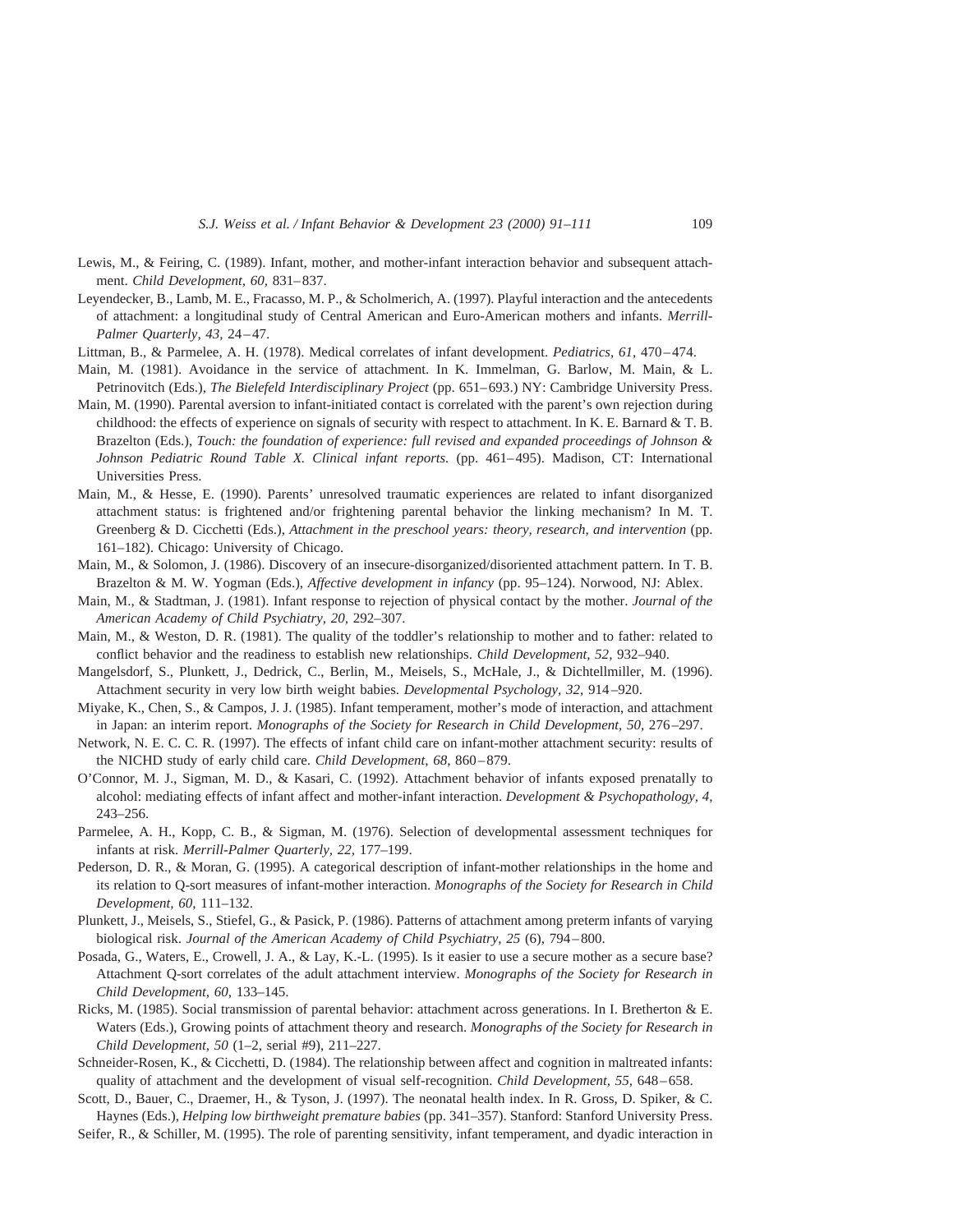Lewis, M., & Feiring, C. (1989). Infant, mother, and mother-infant interaction behavior and subsequent attachment. *Child Development, 60,* 831–837.

Leyendecker, B., Lamb, M. E., Fracasso, M. P., & Scholmerich, A. (1997). Playful interaction and the antecedents of attachment: a longitudinal study of Central American and Euro-American mothers and infants. *Merrill-Palmer Quarterly, 43,* 24–47.

Littman, B., & Parmelee, A. H. (1978). Medical correlates of infant development. *Pediatrics, 61,* 470–474.

Main, M. (1981). Avoidance in the service of attachment. In K. Immelman, G. Barlow, M. Main, & L. Petrinovitch (Eds.), *The Bielefeld Interdisciplinary Project* (pp. 651–693.) NY: Cambridge University Press.

Main, M. (1990). Parental aversion to infant-initiated contact is correlated with the parent's own rejection during childhood: the effects of experience on signals of security with respect to attachment. In K. E. Barnard & T. B. Brazelton (Eds.), *Touch: the foundation of experience: full revised and expanded proceedings of Johnson & Johnson Pediatric Round Table X. Clinical infant reports.* (pp. 461–495). Madison, CT: International Universities Press.

Main, M., & Hesse, E. (1990). Parents' unresolved traumatic experiences are related to infant disorganized attachment status: is frightened and/or frightening parental behavior the linking mechanism? In M. T. Greenberg & D. Cicchetti (Eds.), *Attachment in the preschool years: theory, research, and intervention* (pp. 161–182). Chicago: University of Chicago.

Main, M., & Solomon, J. (1986). Discovery of an insecure-disorganized/disoriented attachment pattern. In T. B. Brazelton & M. W. Yogman (Eds.), *Affective development in infancy* (pp. 95–124). Norwood, NJ: Ablex.

Main, M., & Stadtman, J. (1981). Infant response to rejection of physical contact by the mother. *Journal of the American Academy of Child Psychiatry, 20,* 292–307.

Main, M., & Weston, D. R. (1981). The quality of the toddler's relationship to mother and to father: related to conflict behavior and the readiness to establish new relationships. *Child Development, 52,* 932–940.

Mangelsdorf, S., Plunkett, J., Dedrick, C., Berlin, M., Meisels, S., McHale, J., & Dichtellmiller, M. (1996). Attachment security in very low birth weight babies. *Developmental Psychology, 32,* 914–920.

Miyake, K., Chen, S., & Campos, J. J. (1985). Infant temperament, mother's mode of interaction, and attachment in Japan: an interim report. *Monographs of the Society for Research in Child Development, 50,* 276–297.

Network, N. E. C. C. R. (1997). The effects of infant child care on infant-mother attachment security: results of the NICHD study of early child care. *Child Development, 68,* 860–879.

O'Connor, M. J., Sigman, M. D., & Kasari, C. (1992). Attachment behavior of infants exposed prenatally to alcohol: mediating effects of infant affect and mother-infant interaction. *Development & Psychopathology, 4,* 243–256.

Parmelee, A. H., Kopp, C. B., & Sigman, M. (1976). Selection of developmental assessment techniques for infants at risk. *Merrill-Palmer Quarterly, 22,* 177–199.

Pederson, D. R., & Moran, G. (1995). A categorical description of infant-mother relationships in the home and its relation to Q-sort measures of infant-mother interaction. *Monographs of the Society for Research in Child Development, 60,* 111–132.

Plunkett, J., Meisels, S., Stiefel, G., & Pasick, P. (1986). Patterns of attachment among preterm infants of varying biological risk. *Journal of the American Academy of Child Psychiatry, 25* (6), 794–800.

Posada, G., Waters, E., Crowell, J. A., & Lay, K.-L. (1995). Is it easier to use a secure mother as a secure base? Attachment Q-sort correlates of the adult attachment interview. *Monographs of the Society for Research in Child Development, 60,* 133–145.

Ricks, M. (1985). Social transmission of parental behavior: attachment across generations. In I. Bretherton & E. Waters (Eds.), Growing points of attachment theory and research. *Monographs of the Society for Research in Child Development, 50* (1–2, serial #9), 211–227.

Schneider-Rosen, K., & Cicchetti, D. (1984). The relationship between affect and cognition in maltreated infants: quality of attachment and the development of visual self-recognition. *Child Development, 55,* 648–658.

Scott, D., Bauer, C., Draemer, H., & Tyson, J. (1997). The neonatal health index. In R. Gross, D. Spiker, & C. Haynes (Eds.), *Helping low birthweight premature babies* (pp. 341–357). Stanford: Stanford University Press.

Seifer, R., & Schiller, M. (1995). The role of parenting sensitivity, infant temperament, and dyadic interaction in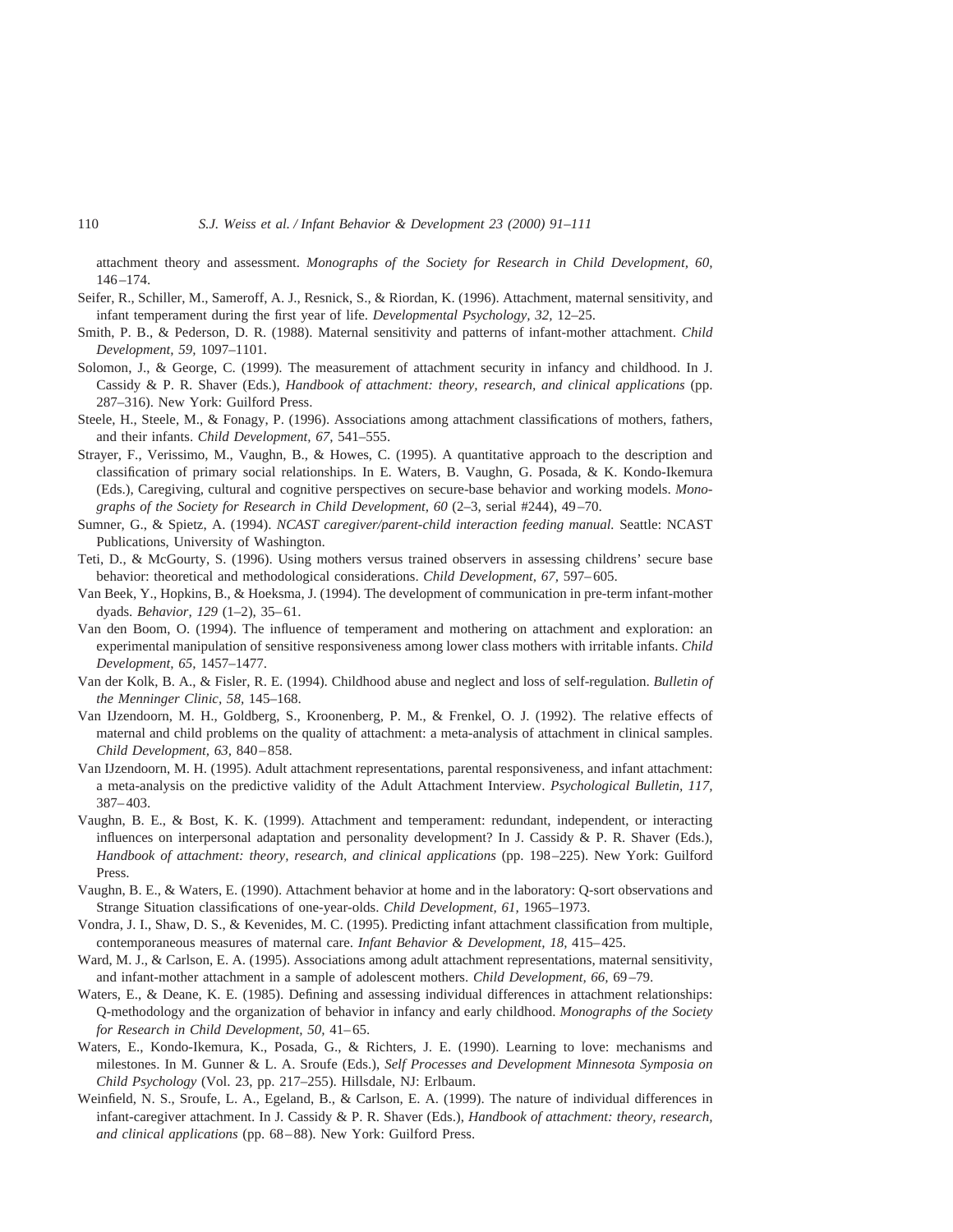attachment theory and assessment. *Monographs of the Society for Research in Child Development, 60,* 146–174.

Seifer, R., Schiller, M., Sameroff, A. J., Resnick, S., & Riordan, K. (1996). Attachment, maternal sensitivity, and infant temperament during the first year of life. *Developmental Psychology, 32,* 12–25.

Smith, P. B., & Pederson, D. R. (1988). Maternal sensitivity and patterns of infant-mother attachment. *Child Development, 59,* 1097–1101.

Solomon, J., & George, C. (1999). The measurement of attachment security in infancy and childhood. In J. Cassidy & P. R. Shaver (Eds.), *Handbook of attachment: theory, research, and clinical applications* (pp. 287–316). New York: Guilford Press.

Steele, H., Steele, M., & Fonagy, P. (1996). Associations among attachment classifications of mothers, fathers, and their infants. *Child Development, 67,* 541–555.

Strayer, F., Verissimo, M., Vaughn, B., & Howes, C. (1995). A quantitative approach to the description and classification of primary social relationships. In E. Waters, B. Vaughn, G. Posada, & K. Kondo-Ikemura (Eds.), Caregiving, cultural and cognitive perspectives on secure-base behavior and working models. *Monographs of the Society for Research in Child Development, 60* (2–3, serial #244), 49–70.

Sumner, G., & Spietz, A. (1994). *NCAST caregiver/parent-child interaction feeding manual.* Seattle: NCAST Publications, University of Washington.

Teti, D., & McGourty, S. (1996). Using mothers versus trained observers in assessing childrens' secure base behavior: theoretical and methodological considerations. *Child Development, 67,* 597–605.

Van Beek, Y., Hopkins, B., & Hoeksma, J. (1994). The development of communication in pre-term infant-mother dyads. *Behavior, 129* (1–2), 35–61.

Van den Boom, O. (1994). The influence of temperament and mothering on attachment and exploration: an experimental manipulation of sensitive responsiveness among lower class mothers with irritable infants. *Child Development, 65,* 1457–1477.

Van der Kolk, B. A., & Fisler, R. E. (1994). Childhood abuse and neglect and loss of self-regulation. *Bulletin of the Menninger Clinic, 58,* 145–168.

Van IJzendoorn, M. H., Goldberg, S., Kroonenberg, P. M., & Frenkel, O. J. (1992). The relative effects of maternal and child problems on the quality of attachment: a meta-analysis of attachment in clinical samples. *Child Development, 63,* 840–858.

Van IJzendoorn, M. H. (1995). Adult attachment representations, parental responsiveness, and infant attachment: a meta-analysis on the predictive validity of the Adult Attachment Interview. *Psychological Bulletin, 117,* 387–403.

Vaughn, B. E., & Bost, K. K. (1999). Attachment and temperament: redundant, independent, or interacting influences on interpersonal adaptation and personality development? In J. Cassidy & P. R. Shaver (Eds.), *Handbook of attachment: theory, research, and clinical applications* (pp. 198–225). New York: Guilford Press.

Vaughn, B. E., & Waters, E. (1990). Attachment behavior at home and in the laboratory: Q-sort observations and Strange Situation classifications of one-year-olds. *Child Development, 61,* 1965–1973.

Vondra, J. I., Shaw, D. S., & Kevenides, M. C. (1995). Predicting infant attachment classification from multiple, contemporaneous measures of maternal care. *Infant Behavior & Development, 18,* 415–425.

Ward, M. J., & Carlson, E. A. (1995). Associations among adult attachment representations, maternal sensitivity, and infant-mother attachment in a sample of adolescent mothers. *Child Development, 66,* 69–79.

Waters, E., & Deane, K. E. (1985). Defining and assessing individual differences in attachment relationships: Q-methodology and the organization of behavior in infancy and early childhood. *Monographs of the Society for Research in Child Development, 50,* 41–65.

Waters, E., Kondo-Ikemura, K., Posada, G., & Richters, J. E. (1990). Learning to love: mechanisms and milestones. In M. Gunner & L. A. Sroufe (Eds.), *Self Processes and Development Minnesota Symposia on Child Psychology* (Vol. 23, pp. 217–255). Hillsdale, NJ: Erlbaum.

Weinfield, N. S., Sroufe, L. A., Egeland, B., & Carlson, E. A. (1999). The nature of individual differences in infant-caregiver attachment. In J. Cassidy & P. R. Shaver (Eds.), *Handbook of attachment: theory, research, and clinical applications* (pp. 68–88). New York: Guilford Press.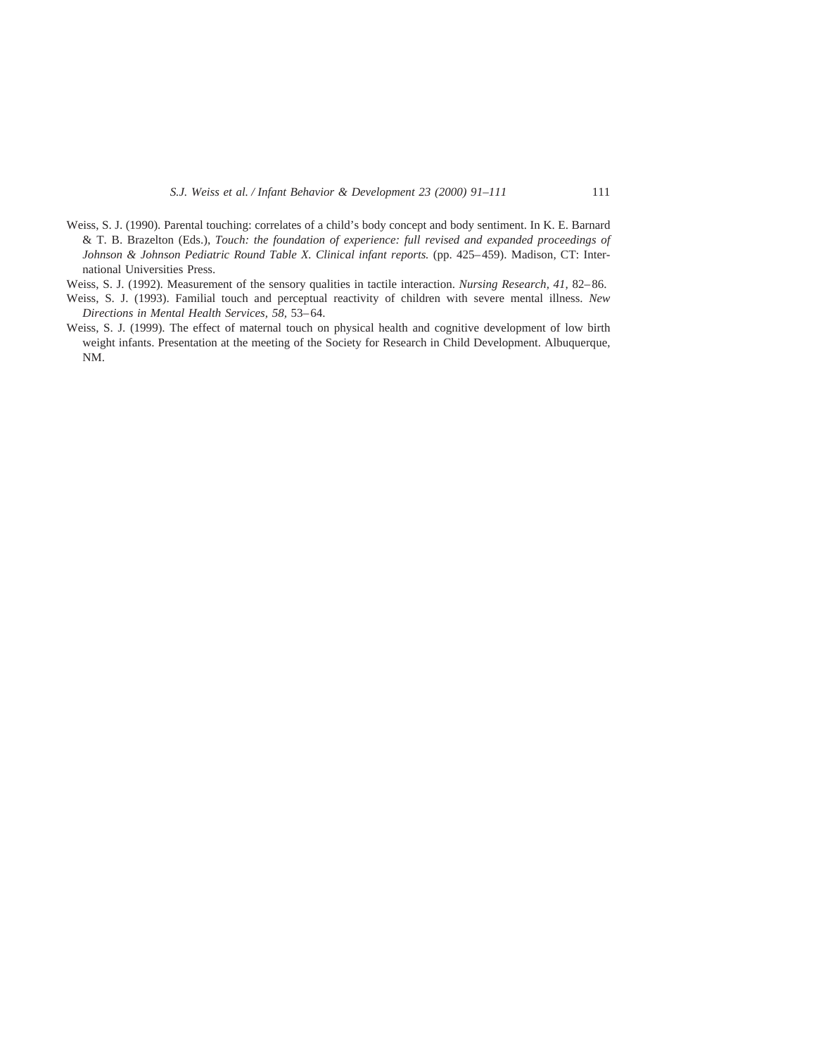Weiss, S. J. (1990). Parental touching: correlates of a child's body concept and body sentiment. In K. E. Barnard & T. B. Brazelton (Eds.), *Touch: the foundation of experience: full revised and expanded proceedings of Johnson & Johnson Pediatric Round Table X. Clinical infant reports.* (pp. 425–459). Madison, CT: International Universities Press.

Weiss, S. J. (1992). Measurement of the sensory qualities in tactile interaction. *Nursing Research, 41,* 82–86.

Weiss, S. J. (1993). Familial touch and perceptual reactivity of children with severe mental illness. *New Directions in Mental Health Services, 58,* 53–64.

Weiss, S. J. (1999). The effect of maternal touch on physical health and cognitive development of low birth weight infants. Presentation at the meeting of the Society for Research in Child Development. Albuquerque, NM.